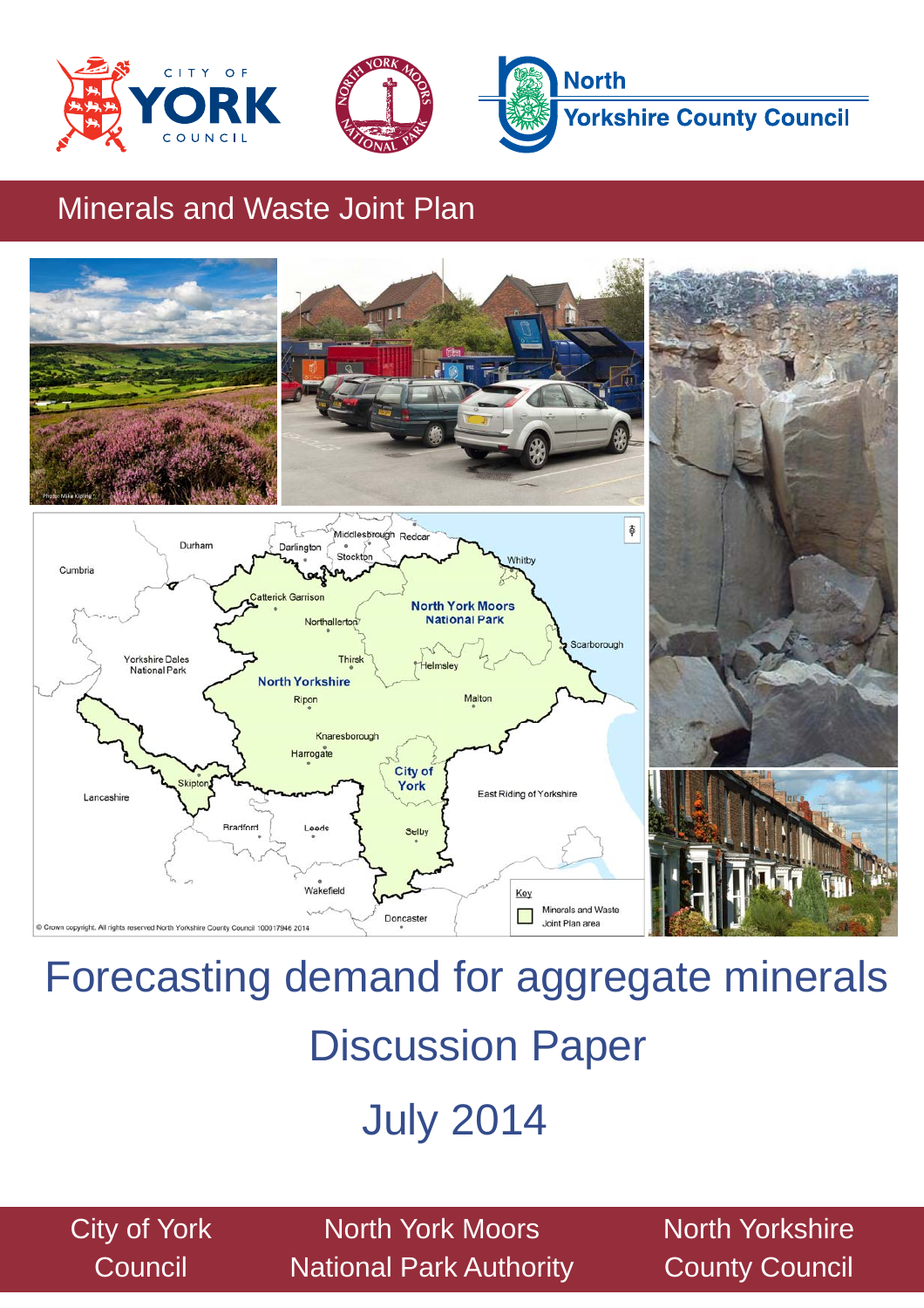Minerals and Waste Joint Plan

# Forecasting demand for aggregate minerals

## Discussion Paper

## July 2014

City of York Council | North York Moors National Park Authority | North Yorkshire County Council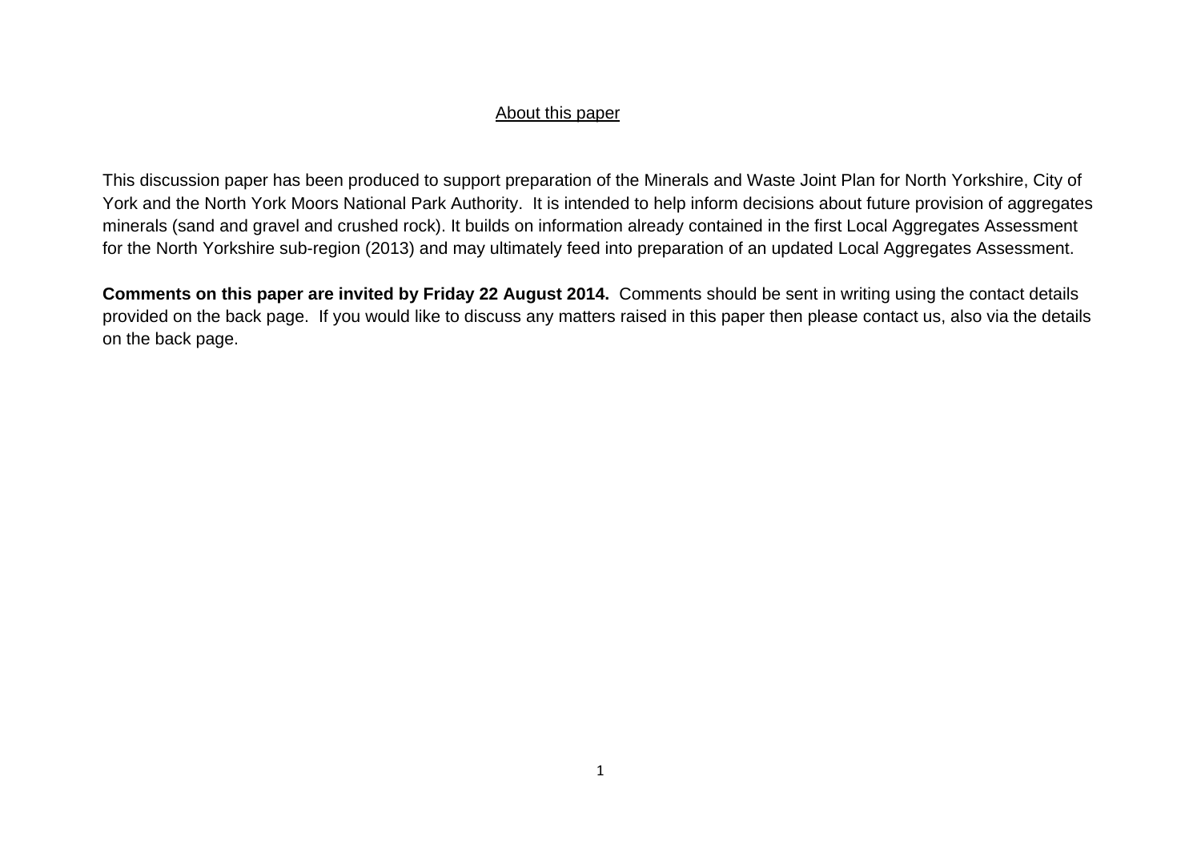## About this paper

This discussion paper has been produced to support preparation of the Minerals and Waste Joint Plan for North Yorkshire, City of York and the North York Moors National Park Authority. It is intended to help inform decisions about future provision of aggregates minerals (sand and gravel and crushed rock). It builds on information already contained in the first Local Aggregates Assessment for the North Yorkshire sub-region (2013) and may ultimately feed into preparation of an updated Local Aggregates Assessment.

**Comments on this paper are invited by Friday 22 August 2014.** Comments should be sent in writing using the contact details provided on the back page. If you would like to discuss any matters raised in this paper then please contact us, also via the details on the back page.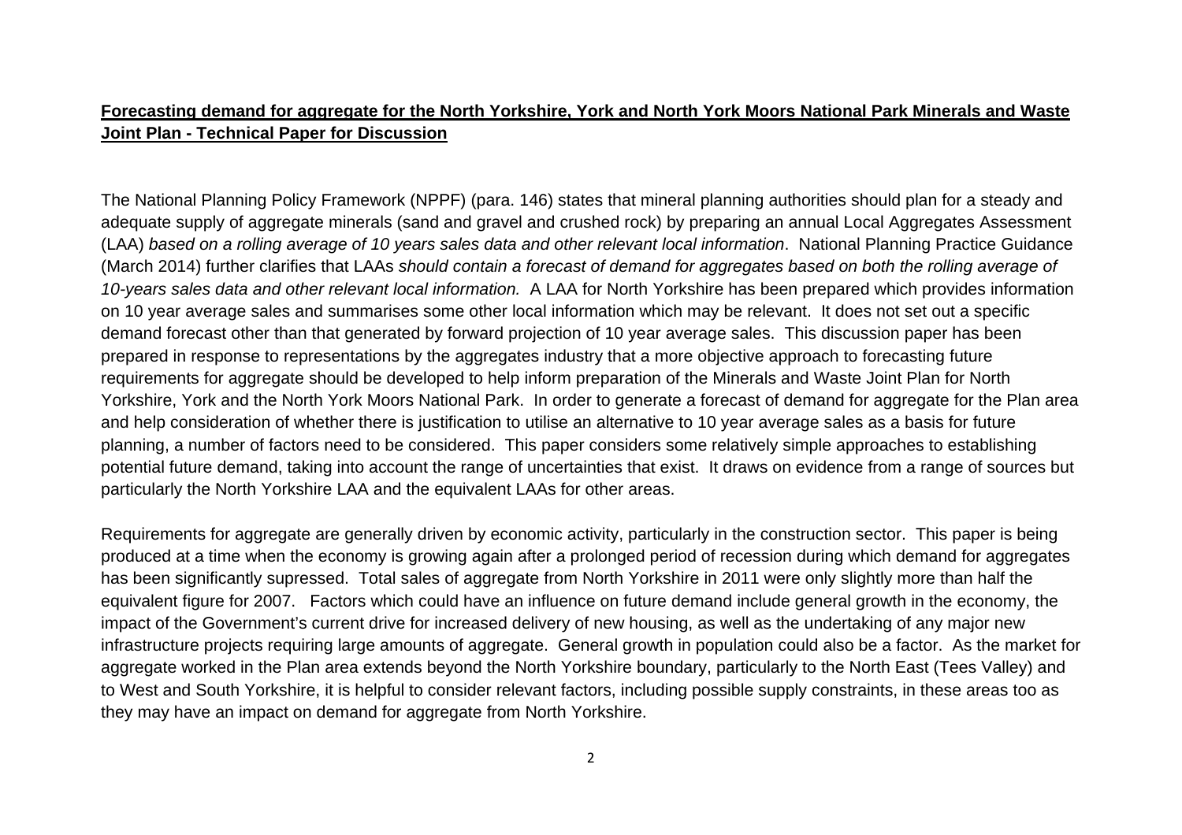**Forecasting demand for aggregate for the North Yorkshire, York and North York Moors National Park Minerals and Waste Joint Plan - Technical Paper for Discussion**

The National Planning Policy Framework (NPPF) (para. 146) states that mineral planning authorities should plan for a steady and adequate supply of aggregate minerals (sand and gravel and crushed rock) by preparing an annual Local Aggregates Assessment (LAA) *based on a rolling average of 10 years sales data and other relevant local information*. National Planning Practice Guidance (March 2014) further clarifies that LAAs *should contain a forecast of demand for aggregates based on both the rolling average of 10-years sales data and other relevant local information.* A LAA for North Yorkshire has been prepared which provides information on 10 year average sales and summarises some other local information which may be relevant. It does not set out a specific demand forecast other than that generated by forward projection of 10 year average sales. This discussion paper has been prepared in response to representations by the aggregates industry that a more objective approach to forecasting future requirements for aggregate should be developed to help inform preparation of the Minerals and Waste Joint Plan for North Yorkshire, York and the North York Moors National Park. In order to generate a forecast of demand for aggregate for the Plan area and help consideration of whether there is justification to utilise an alternative to 10 year average sales as a basis for future planning, a number of factors need to be considered. This paper considers some relatively simple approaches to establishing potential future demand, taking into account the range of uncertainties that exist. It draws on evidence from a range of sources but particularly the North Yorkshire LAA and the equivalent LAAs for other areas.

Requirements for aggregate are generally driven by economic activity, particularly in the construction sector. This paper is being produced at a time when the economy is growing again after a prolonged period of recession during which demand for aggregates has been significantly supressed. Total sales of aggregate from North Yorkshire in 2011 were only slightly more than half the equivalent figure for 2007. Factors which could have an influence on future demand include general growth in the economy, the impact of the Government's current drive for increased delivery of new housing, as well as the undertaking of any major new infrastructure projects requiring large amounts of aggregate. General growth in population could also be a factor. As the market for aggregate worked in the Plan area extends beyond the North Yorkshire boundary, particularly to the North East (Tees Valley) and to West and South Yorkshire, it is helpful to consider relevant factors, including possible supply constraints, in these areas too as they may have an impact on demand for aggregate from North Yorkshire.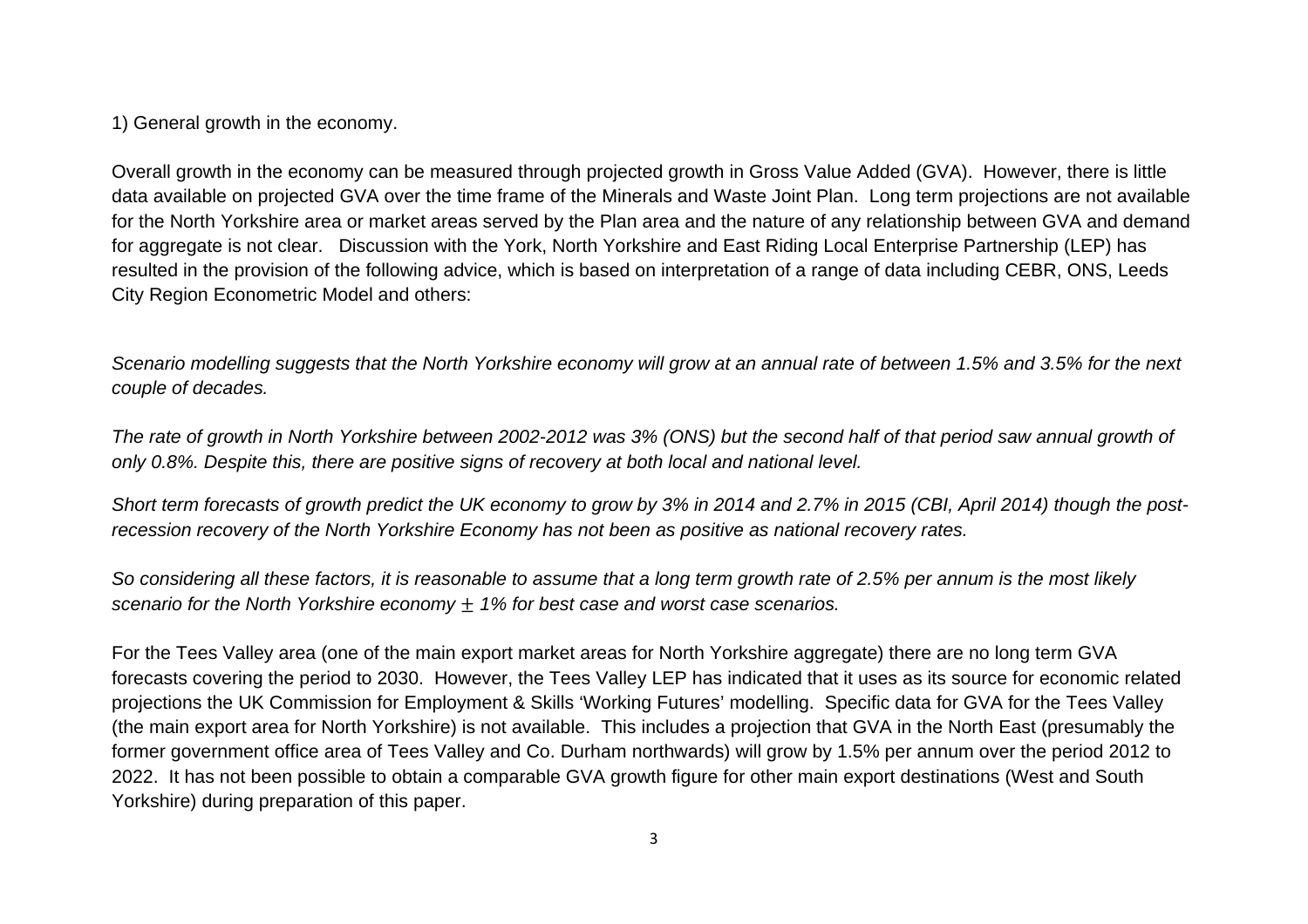1) General growth in the economy.

Overall growth in the economy can be measured through projected growth in Gross Value Added (GVA). However, there is little data available on projected GVA over the time frame of the Minerals and Waste Joint Plan. Long term projections are not available for the North Yorkshire area or market areas served by the Plan area and the nature of any relationship between GVA and demand for aggregate is not clear. Discussion with the York, North Yorkshire and East Riding Local Enterprise Partnership (LEP) has resulted in the provision of the following advice, which is based on interpretation of a range of data including CEBR, ONS, Leeds City Region Econometric Model and others:

*Scenario modelling suggests that the North Yorkshire economy will grow at an annual rate of between 1.5% and 3.5% for the next couple of decades.*

*The rate of growth in North Yorkshire between 2002-2012 was 3% (ONS) but the second half of that period saw annual growth of only 0.8%. Despite this, there are positive signs of recovery at both local and national level.*

*Short term forecasts of growth predict the UK economy to grow by 3% in 2014 and 2.7% in 2015 (CBI, April 2014) though the post-recession recovery of the North Yorkshire Economy has not been as positive as national recovery rates.*

*So considering all these factors, it is reasonable to assume that a long term growth rate of 2.5% per annum is the most likely scenario for the North Yorkshire economy $\pm$ 1% for best case and worst case scenarios.*

For the Tees Valley area (one of the main export market areas for North Yorkshire aggregate) there are no long term GVA forecasts covering the period to 2030. However, the Tees Valley LEP has indicated that it uses as its source for economic related projections the UK Commission for Employment & Skills 'Working Futures' modelling. Specific data for GVA for the Tees Valley (the main export area for North Yorkshire) is not available. This includes a projection that GVA in the North East (presumably the former government office area of Tees Valley and Co. Durham northwards) will grow by 1.5% per annum over the period 2012 to 2022. It has not been possible to obtain a comparable GVA growth figure for other main export destinations (West and South Yorkshire) during preparation of this paper.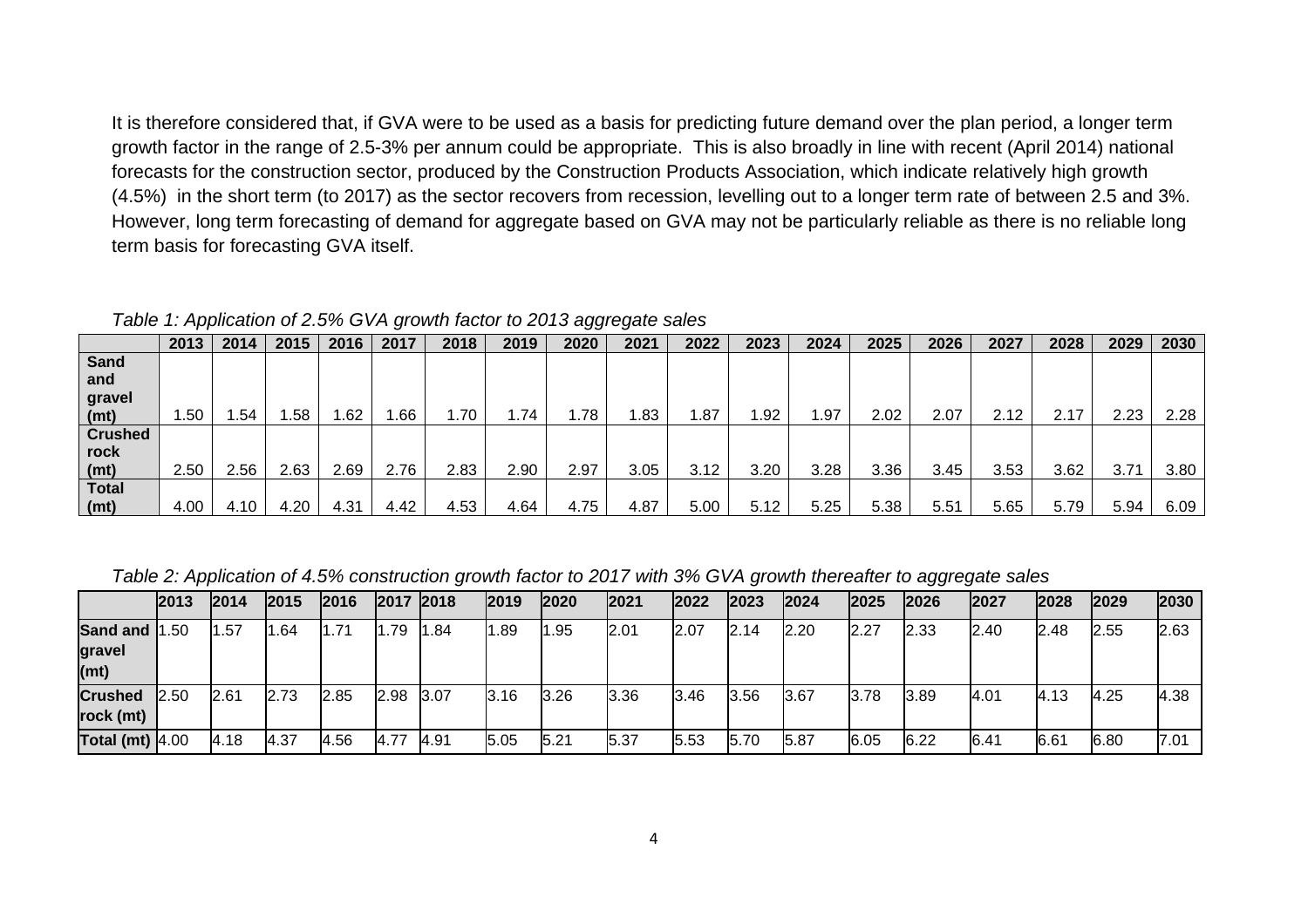It is therefore considered that, if GVA were to be used as a basis for predicting future demand over the plan period, a longer term growth factor in the range of 2.5-3% per annum could be appropriate. This is also broadly in line with recent (April 2014) national forecasts for the construction sector, produced by the Construction Products Association, which indicate relatively high growth (4.5%) in the short term (to 2017) as the sector recovers from recession, levelling out to a longer term rate of between 2.5 and 3%. However, long term forecasting of demand for aggregate based on GVA may not be particularly reliable as there is no reliable long term basis for forecasting GVA itself.

*Table 1: Application of 2.5% GVA growth factor to 2013 aggregate sales*

| | 2013 | 2014 | 2015 | 2016 | 2017 | 2018 | 2019 | 2020 | 2021 | 2022 | 2023 | 2024 | 2025 | 2026 | 2027 | 2028 | 2029 | 2030 |
|---|---|---|---|---|---|---|---|---|---|---|---|---|---|---|---|---|---|---|
| **Sand and gravel (mt)** | 1.50 | 1.54 | 1.58 | 1.62 | 1.66 | 1.70 | 1.74 | 1.78 | 1.83 | 1.87 | 1.92 | 1.97 | 2.02 | 2.07 | 2.12 | 2.17 | 2.23 | 2.28 |
| **Crushed rock (mt)** | 2.50 | 2.56 | 2.63 | 2.69 | 2.76 | 2.83 | 2.90 | 2.97 | 3.05 | 3.12 | 3.20 | 3.28 | 3.36 | 3.45 | 3.53 | 3.62 | 3.71 | 3.80 |
| **Total (mt)** | 4.00 | 4.10 | 4.20 | 4.31 | 4.42 | 4.53 | 4.64 | 4.75 | 4.87 | 5.00 | 5.12 | 5.25 | 5.38 | 5.51 | 5.65 | 5.79 | 5.94 | 6.09 |

*Table 2: Application of 4.5% construction growth factor to 2017 with 3% GVA growth thereafter to aggregate sales*

| | 2013 | 2014 | 2015 | 2016 | 2017 | 2018 | 2019 | 2020 | 2021 | 2022 | 2023 | 2024 | 2025 | 2026 | 2027 | 2028 | 2029 | 2030 |
|---|---|---|---|---|---|---|---|---|---|---|---|---|---|---|---|---|---|---|
| **Sand and gravel (mt)** | 1.50 | 1.57 | 1.64 | 1.71 | 1.79 | 1.84 | 1.89 | 1.95 | 2.01 | 2.07 | 2.14 | 2.20 | 2.27 | 2.33 | 2.40 | 2.48 | 2.55 | 2.63 |
| **Crushed rock (mt)** | 2.50 | 2.61 | 2.73 | 2.85 | 2.98 | 3.07 | 3.16 | 3.26 | 3.36 | 3.46 | 3.56 | 3.67 | 3.78 | 3.89 | 4.01 | 4.13 | 4.25 | 4.38 |
| **Total (mt)** | 4.00 | 4.18 | 4.37 | 4.56 | 4.77 | 4.91 | 5.05 | 5.21 | 5.37 | 5.53 | 5.70 | 5.87 | 6.05 | 6.22 | 6.41 | 6.61 | 6.80 | 7.01 |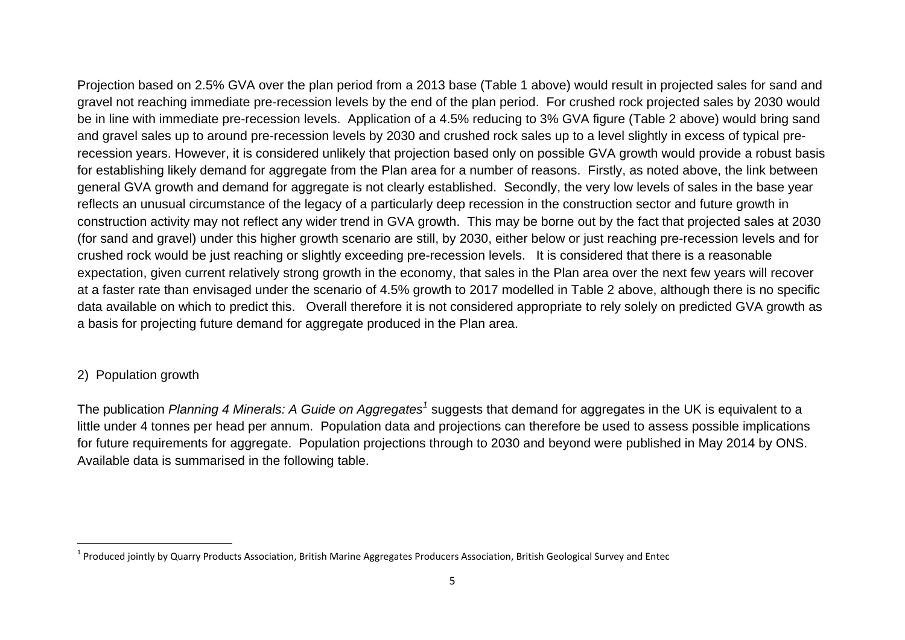Projection based on 2.5% GVA over the plan period from a 2013 base (Table 1 above) would result in projected sales for sand and gravel not reaching immediate pre-recession levels by the end of the plan period. For crushed rock projected sales by 2030 would be in line with immediate pre-recession levels. Application of a 4.5% reducing to 3% GVA figure (Table 2 above) would bring sand and gravel sales up to around pre-recession levels by 2030 and crushed rock sales up to a level slightly in excess of typical pre-recession years. However, it is considered unlikely that projection based only on possible GVA growth would provide a robust basis for establishing likely demand for aggregate from the Plan area for a number of reasons. Firstly, as noted above, the link between general GVA growth and demand for aggregate is not clearly established. Secondly, the very low levels of sales in the base year reflects an unusual circumstance of the legacy of a particularly deep recession in the construction sector and future growth in construction activity may not reflect any wider trend in GVA growth. This may be borne out by the fact that projected sales at 2030 (for sand and gravel) under this higher growth scenario are still, by 2030, either below or just reaching pre-recession levels and for crushed rock would be just reaching or slightly exceeding pre-recession levels. It is considered that there is a reasonable expectation, given current relatively strong growth in the economy, that sales in the Plan area over the next few years will recover at a faster rate than envisaged under the scenario of 4.5% growth to 2017 modelled in Table 2 above, although there is no specific data available on which to predict this. Overall therefore it is not considered appropriate to rely solely on predicted GVA growth as a basis for projecting future demand for aggregate produced in the Plan area.

2) Population growth

The publication *Planning 4 Minerals: A Guide on Aggregates*[1] suggests that demand for aggregates in the UK is equivalent to a little under 4 tonnes per head per annum. Population data and projections can therefore be used to assess possible implications for future requirements for aggregate. Population projections through to 2030 and beyond were published in May 2014 by ONS. Available data is summarised in the following table.

[1] Produced jointly by Quarry Products Association, British Marine Aggregates Producers Association, British Geological Survey and Entec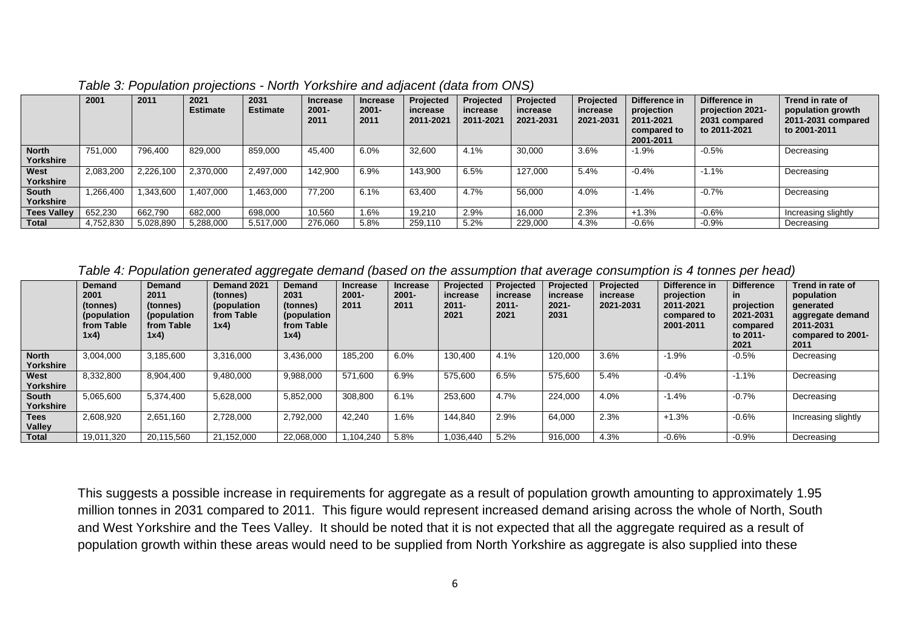*Table 3: Population projections - North Yorkshire and adjacent (data from ONS)*

| | 2001 | 2011 | 2021 Estimate | 2031 Estimate | Increase 2001-2011 | Increase 2001-2011 | Projected increase 2011-2021 | Projected increase 2011-2021 | Projected increase 2021-2031 | Projected increase 2021-2031 | Difference in projection 2011-2021 compared to 2001-2011 | Difference in projection 2021-2031 compared to 2011-2021 | Trend in rate of population growth 2011-2031 compared to 2001-2011 |
|---|---|---|---|---|---|---|---|---|---|---|---|---|---|
| **North Yorkshire** | 751,000 | 796,400 | 829,000 | 859,000 | 45,400 | 6.0% | 32,600 | 4.1% | 30,000 | 3.6% | -1.9% | -0.5% | Decreasing |
| **West Yorkshire** | 2,083,200 | 2,226,100 | 2,370,000 | 2,497,000 | 142,900 | 6.9% | 143,900 | 6.5% | 127,000 | 5.4% | -0.4% | -1.1% | Decreasing |
| **South Yorkshire** | 1,266,400 | 1,343,600 | 1,407,000 | 1,463,000 | 77,200 | 6.1% | 63,400 | 4.7% | 56,000 | 4.0% | -1.4% | -0.7% | Decreasing |
| **Tees Valley** | 652,230 | 662,790 | 682,000 | 698,000 | 10,560 | 1.6% | 19,210 | 2.9% | 16,000 | 2.3% | +1.3% | -0.6% | Increasing slightly |
| **Total** | 4,752,830 | 5,028,890 | 5,288,000 | 5,517,000 | 276,060 | 5.8% | 259,110 | 5.2% | 229,000 | 4.3% | -0.6% | -0.9% | Decreasing |

*Table 4: Population generated aggregate demand (based on the assumption that average consumption is 4 tonnes per head)*

| | Demand 2001 (tonnes) (population from Table 1x4) | Demand 2011 (tonnes) (population from Table 1x4) | Demand 2021 (tonnes) (population from Table 1x4) | Demand 2031 (tonnes) (population from Table 1x4) | Increase 2001-2011 | Increase 2001-2011 | Projected increase 2011-2021 | Projected increase 2011-2021 | Projected increase 2021-2031 | Projected increase 2021-2031 | Difference in projection 2011-2021 compared to 2001-2011 | Difference in projection 2021-2031 compared to 2011-2021 | Trend in rate of population generated aggregate demand 2011-2031 compared to 2001-2011 |
|---|---|---|---|---|---|---|---|---|---|---|---|---|---|
| **North Yorkshire** | 3,004,000 | 3,185,600 | 3,316,000 | 3,436,000 | 185,200 | 6.0% | 130,400 | 4.1% | 120,000 | 3.6% | -1.9% | -0.5% | Decreasing |
| **West Yorkshire** | 8,332,800 | 8,904,400 | 9,480,000 | 9,988,000 | 571,600 | 6.9% | 575,600 | 6.5% | 575,600 | 5.4% | -0.4% | -1.1% | Decreasing |
| **South Yorkshire** | 5,065,600 | 5,374,400 | 5,628,000 | 5,852,000 | 308,800 | 6.1% | 253,600 | 4.7% | 224,000 | 4.0% | -1.4% | -0.7% | Decreasing |
| **Tees Valley** | 2,608,920 | 2,651,160 | 2,728,000 | 2,792,000 | 42,240 | 1.6% | 144,840 | 2.9% | 64,000 | 2.3% | +1.3% | -0.6% | Increasing slightly |
| **Total** | 19,011,320 | 20,115,560 | 21,152,000 | 22,068,000 | 1,104,240 | 5.8% | 1,036,440 | 5.2% | 916,000 | 4.3% | -0.6% | -0.9% | Decreasing |

This suggests a possible increase in requirements for aggregate as a result of population growth amounting to approximately 1.95 million tonnes in 2031 compared to 2011. This figure would represent increased demand arising across the whole of North, South and West Yorkshire and the Tees Valley. It should be noted that it is not expected that all the aggregate required as a result of population growth within these areas would need to be supplied from North Yorkshire as aggregate is also supplied into these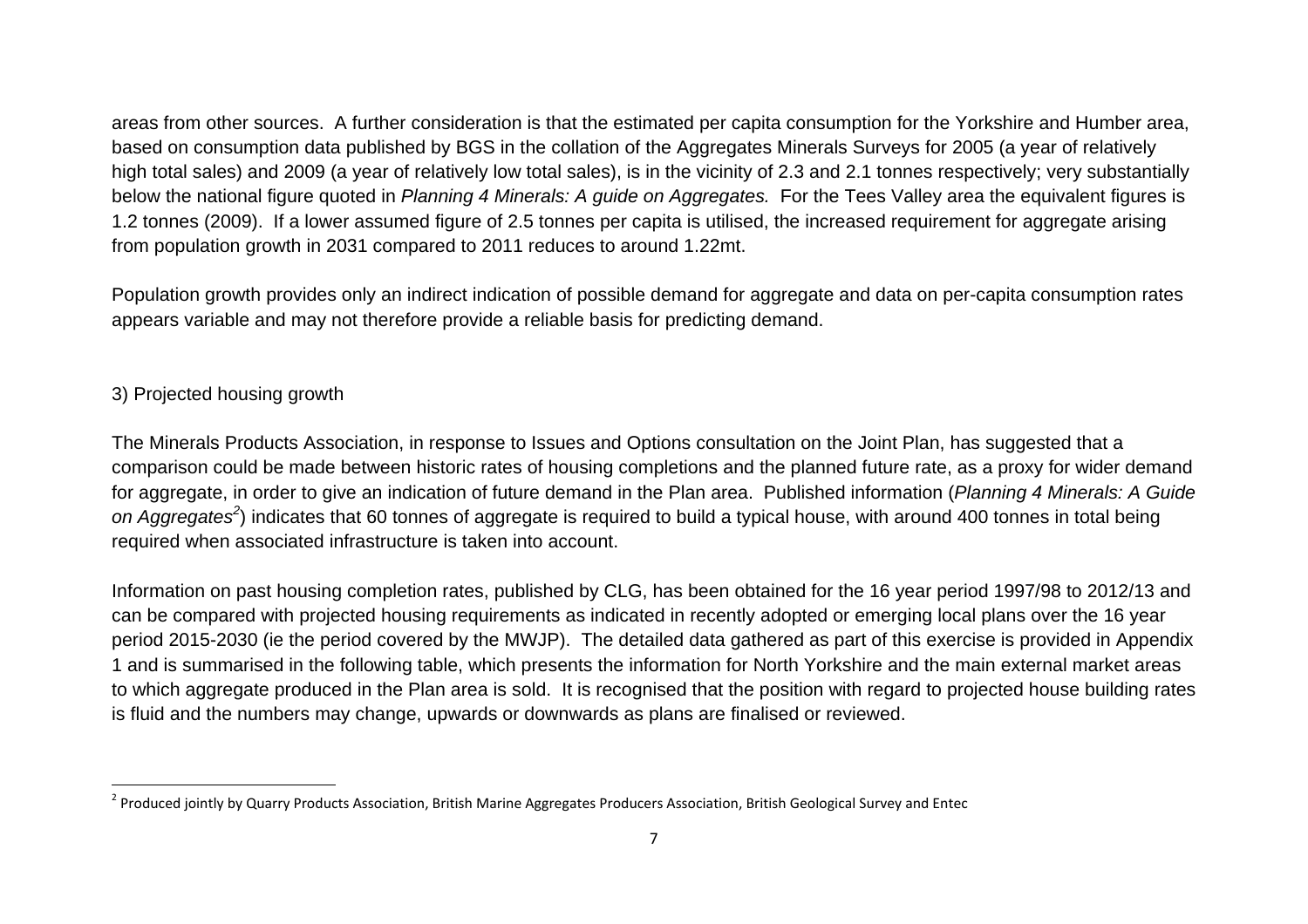areas from other sources. A further consideration is that the estimated per capita consumption for the Yorkshire and Humber area, based on consumption data published by BGS in the collation of the Aggregates Minerals Surveys for 2005 (a year of relatively high total sales) and 2009 (a year of relatively low total sales), is in the vicinity of 2.3 and 2.1 tonnes respectively; very substantially below the national figure quoted in *Planning 4 Minerals: A guide on Aggregates.* For the Tees Valley area the equivalent figures is 1.2 tonnes (2009). If a lower assumed figure of 2.5 tonnes per capita is utilised, the increased requirement for aggregate arising from population growth in 2031 compared to 2011 reduces to around 1.22mt.

Population growth provides only an indirect indication of possible demand for aggregate and data on per-capita consumption rates appears variable and may not therefore provide a reliable basis for predicting demand.

3) Projected housing growth

The Minerals Products Association, in response to Issues and Options consultation on the Joint Plan, has suggested that a comparison could be made between historic rates of housing completions and the planned future rate, as a proxy for wider demand for aggregate, in order to give an indication of future demand in the Plan area. Published information (*Planning 4 Minerals: A Guide on Aggregates*[2]) indicates that 60 tonnes of aggregate is required to build a typical house, with around 400 tonnes in total being required when associated infrastructure is taken into account.

Information on past housing completion rates, published by CLG, has been obtained for the 16 year period 1997/98 to 2012/13 and can be compared with projected housing requirements as indicated in recently adopted or emerging local plans over the 16 year period 2015-2030 (ie the period covered by the MWJP). The detailed data gathered as part of this exercise is provided in Appendix 1 and is summarised in the following table, which presents the information for North Yorkshire and the main external market areas to which aggregate produced in the Plan area is sold. It is recognised that the position with regard to projected house building rates is fluid and the numbers may change, upwards or downwards as plans are finalised or reviewed.

[2] Produced jointly by Quarry Products Association, British Marine Aggregates Producers Association, British Geological Survey and Entec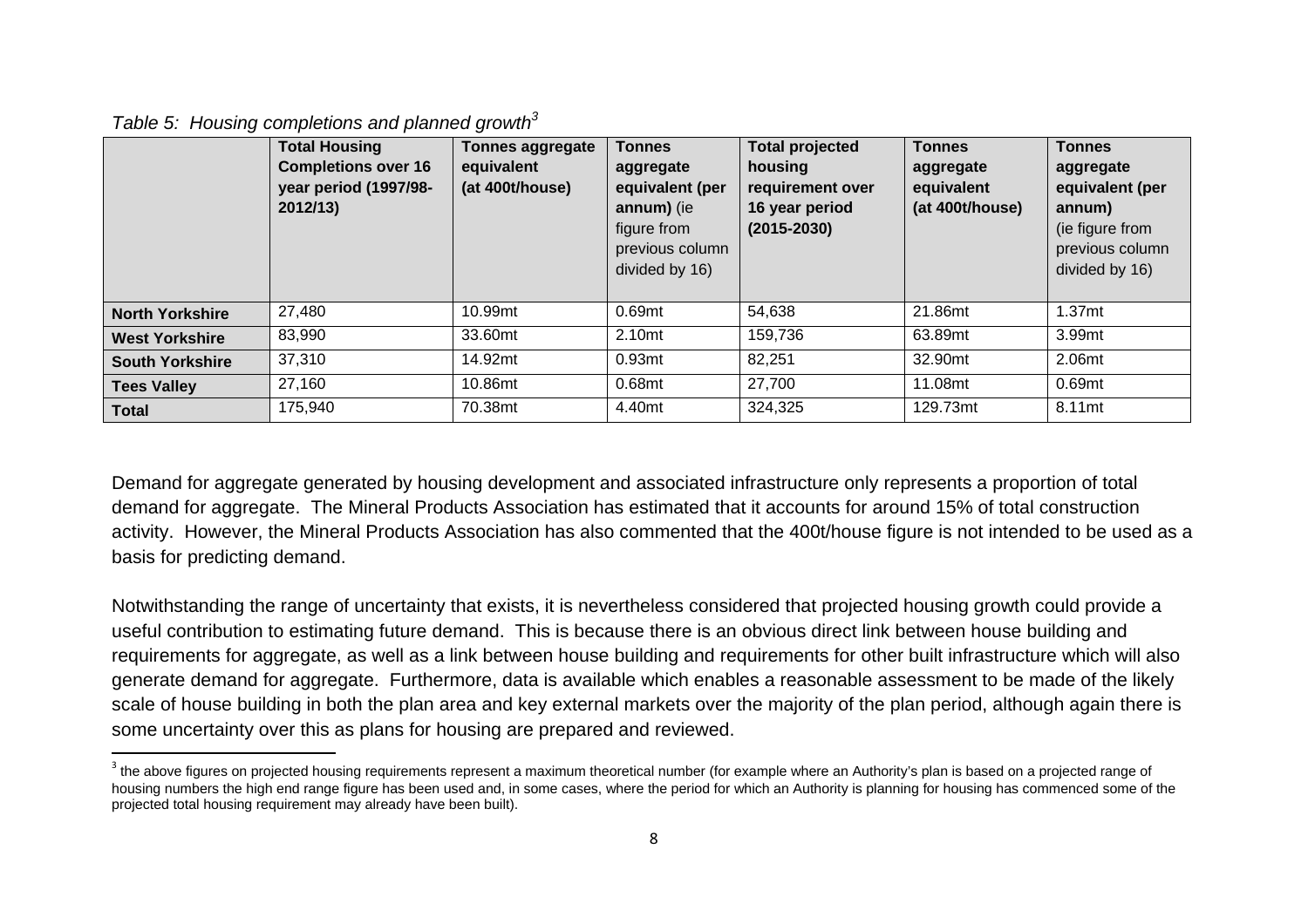*Table 5: Housing completions and planned growth*[3]

| | **Total Housing Completions over 16 year period (1997/98-2012/13)** | **Tonnes aggregate equivalent (at 400t/house)** | **Tonnes aggregate equivalent (per annum)** (ie figure from previous column divided by 16) | **Total projected housing requirement over 16 year period (2015-2030)** | **Tonnes aggregate equivalent (at 400t/house)** | **Tonnes aggregate equivalent (per annum)** (ie figure from previous column divided by 16) |
|---|---|---|---|---|---|---|
| **North Yorkshire** | 27,480 | 10.99mt | 0.69mt | 54,638 | 21.86mt | 1.37mt |
| **West Yorkshire** | 83,990 | 33.60mt | 2.10mt | 159,736 | 63.89mt | 3.99mt |
| **South Yorkshire** | 37,310 | 14.92mt | 0.93mt | 82,251 | 32.90mt | 2.06mt |
| **Tees Valley** | 27,160 | 10.86mt | 0.68mt | 27,700 | 11.08mt | 0.69mt |
| **Total** | 175,940 | 70.38mt | 4.40mt | 324,325 | 129.73mt | 8.11mt |

Demand for aggregate generated by housing development and associated infrastructure only represents a proportion of total demand for aggregate. The Mineral Products Association has estimated that it accounts for around 15% of total construction activity. However, the Mineral Products Association has also commented that the 400t/house figure is not intended to be used as a basis for predicting demand.

Notwithstanding the range of uncertainty that exists, it is nevertheless considered that projected housing growth could provide a useful contribution to estimating future demand. This is because there is an obvious direct link between house building and requirements for aggregate, as well as a link between house building and requirements for other built infrastructure which will also generate demand for aggregate. Furthermore, data is available which enables a reasonable assessment to be made of the likely scale of house building in both the plan area and key external markets over the majority of the plan period, although again there is some uncertainty over this as plans for housing are prepared and reviewed.

[3] the above figures on projected housing requirements represent a maximum theoretical number (for example where an Authority's plan is based on a projected range of housing numbers the high end range figure has been used and, in some cases, where the period for which an Authority is planning for housing has commenced some of the projected total housing requirement may already have been built).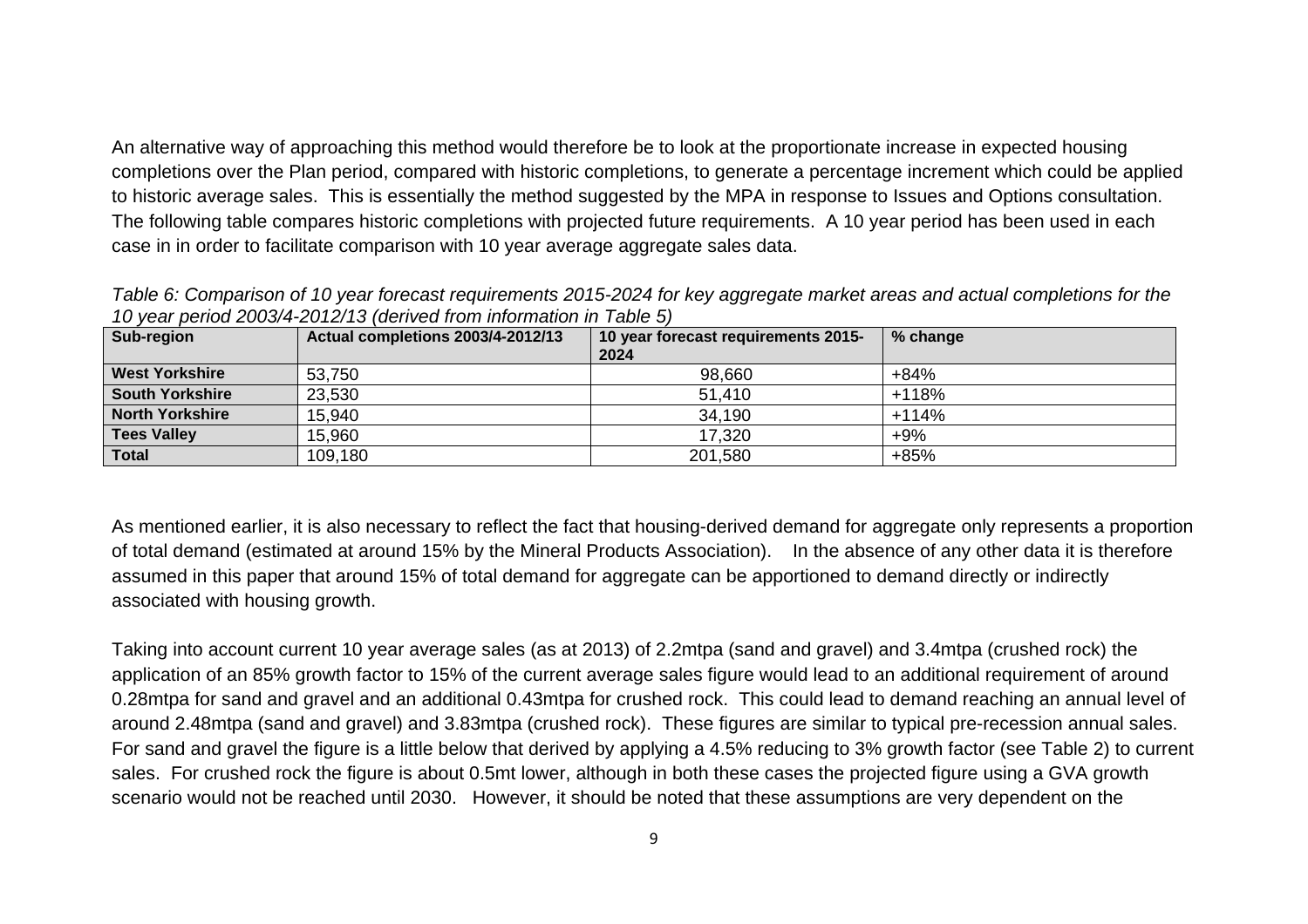An alternative way of approaching this method would therefore be to look at the proportionate increase in expected housing completions over the Plan period, compared with historic completions, to generate a percentage increment which could be applied to historic average sales. This is essentially the method suggested by the MPA in response to Issues and Options consultation. The following table compares historic completions with projected future requirements. A 10 year period has been used in each case in in order to facilitate comparison with 10 year average aggregate sales data.

*Table 6: Comparison of 10 year forecast requirements 2015-2024 for key aggregate market areas and actual completions for the 10 year period 2003/4-2012/13 (derived from information in Table 5)*

| Sub-region | Actual completions 2003/4-2012/13 | 10 year forecast requirements 2015-2024 | % change |
|---|---|---|---|
| **West Yorkshire** | 53,750 | 98,660 | +84% |
| **South Yorkshire** | 23,530 | 51,410 | +118% |
| **North Yorkshire** | 15,940 | 34,190 | +114% |
| **Tees Valley** | 15,960 | 17,320 | +9% |
| **Total** | 109,180 | 201,580 | +85% |

As mentioned earlier, it is also necessary to reflect the fact that housing-derived demand for aggregate only represents a proportion of total demand (estimated at around 15% by the Mineral Products Association). In the absence of any other data it is therefore assumed in this paper that around 15% of total demand for aggregate can be apportioned to demand directly or indirectly associated with housing growth.

Taking into account current 10 year average sales (as at 2013) of 2.2mtpa (sand and gravel) and 3.4mtpa (crushed rock) the application of an 85% growth factor to 15% of the current average sales figure would lead to an additional requirement of around 0.28mtpa for sand and gravel and an additional 0.43mtpa for crushed rock. This could lead to demand reaching an annual level of around 2.48mtpa (sand and gravel) and 3.83mtpa (crushed rock). These figures are similar to typical pre-recession annual sales. For sand and gravel the figure is a little below that derived by applying a 4.5% reducing to 3% growth factor (see Table 2) to current sales. For crushed rock the figure is about 0.5mt lower, although in both these cases the projected figure using a GVA growth scenario would not be reached until 2030. However, it should be noted that these assumptions are very dependent on the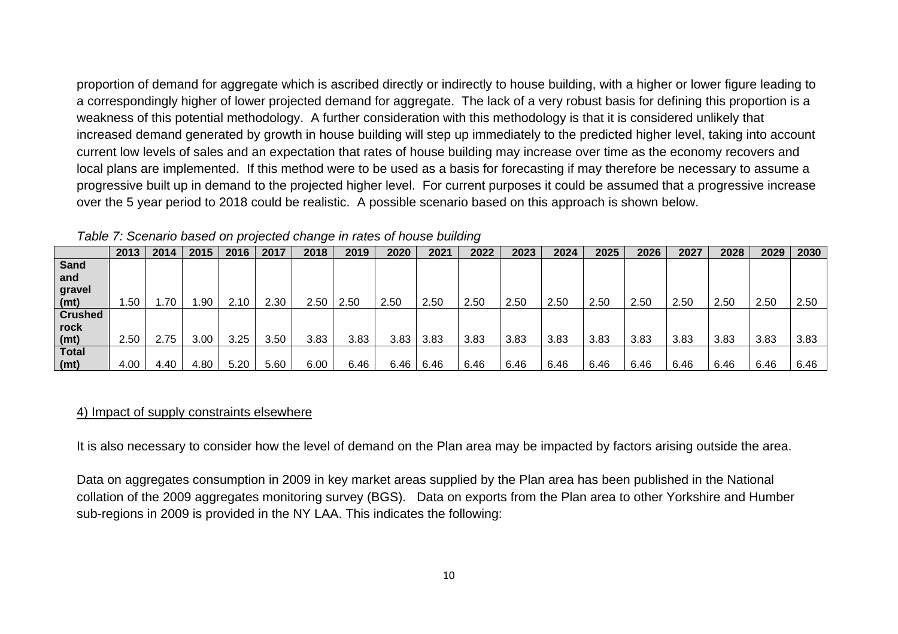proportion of demand for aggregate which is ascribed directly or indirectly to house building, with a higher or lower figure leading to a correspondingly higher of lower projected demand for aggregate. The lack of a very robust basis for defining this proportion is a weakness of this potential methodology. A further consideration with this methodology is that it is considered unlikely that increased demand generated by growth in house building will step up immediately to the predicted higher level, taking into account current low levels of sales and an expectation that rates of house building may increase over time as the economy recovers and local plans are implemented. If this method were to be used as a basis for forecasting if may therefore be necessary to assume a progressive built up in demand to the projected higher level. For current purposes it could be assumed that a progressive increase over the 5 year period to 2018 could be realistic. A possible scenario based on this approach is shown below.

*Table 7: Scenario based on projected change in rates of house building*

| | 2013 | 2014 | 2015 | 2016 | 2017 | 2018 | 2019 | 2020 | 2021 | 2022 | 2023 | 2024 | 2025 | 2026 | 2027 | 2028 | 2029 | 2030 |
|---|---|---|---|---|---|---|---|---|---|---|---|---|---|---|---|---|---|---|
| **Sand and gravel (mt)** | 1.50 | 1.70 | 1.90 | 2.10 | 2.30 | 2.50 | 2.50 | 2.50 | 2.50 | 2.50 | 2.50 | 2.50 | 2.50 | 2.50 | 2.50 | 2.50 | 2.50 | 2.50 |
| **Crushed rock (mt)** | 2.50 | 2.75 | 3.00 | 3.25 | 3.50 | 3.83 | 3.83 | 3.83 | 3.83 | 3.83 | 3.83 | 3.83 | 3.83 | 3.83 | 3.83 | 3.83 | 3.83 | 3.83 |
| **Total (mt)** | 4.00 | 4.40 | 4.80 | 5.20 | 5.60 | 6.00 | 6.46 | 6.46 | 6.46 | 6.46 | 6.46 | 6.46 | 6.46 | 6.46 | 6.46 | 6.46 | 6.46 | 6.46 |

4) Impact of supply constraints elsewhere

It is also necessary to consider how the level of demand on the Plan area may be impacted by factors arising outside the area.

Data on aggregates consumption in 2009 in key market areas supplied by the Plan area has been published in the National collation of the 2009 aggregates monitoring survey (BGS). Data on exports from the Plan area to other Yorkshire and Humber sub-regions in 2009 is provided in the NY LAA. This indicates the following: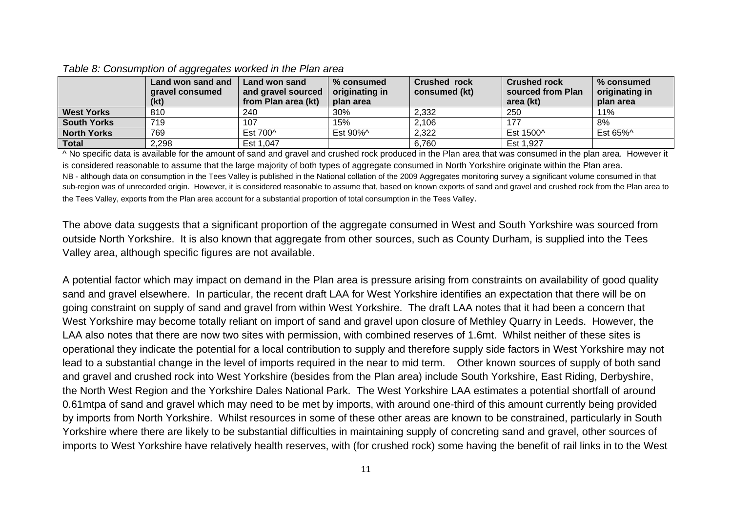*Table 8: Consumption of aggregates worked in the Plan area*

| | Land won sand and gravel consumed (kt) | Land won sand and gravel sourced from Plan area (kt) | % consumed originating in plan area | Crushed rock consumed (kt) | Crushed rock sourced from Plan area (kt) | % consumed originating in plan area |
|---|---|---|---|---|---|---|
| **West Yorks** | 810 | 240 | 30% | 2,332 | 250 | 11% |
| **South Yorks** | 719 | 107 | 15% | 2,106 | 177 | 8% |
| **North Yorks** | 769 | Est 700^ | Est 90%^ | 2,322 | Est 1500^ | Est 65%^ |
| **Total** | 2,298 | Est 1,047 | | 6,760 | Est 1,927 | |

^ No specific data is available for the amount of sand and gravel and crushed rock produced in the Plan area that was consumed in the plan area. However it is considered reasonable to assume that the large majority of both types of aggregate consumed in North Yorkshire originate within the Plan area.
NB - although data on consumption in the Tees Valley is published in the National collation of the 2009 Aggregates monitoring survey a significant volume consumed in that sub-region was of unrecorded origin. However, it is considered reasonable to assume that, based on known exports of sand and gravel and crushed rock from the Plan area to the Tees Valley, exports from the Plan area account for a substantial proportion of total consumption in the Tees Valley.

The above data suggests that a significant proportion of the aggregate consumed in West and South Yorkshire was sourced from outside North Yorkshire. It is also known that aggregate from other sources, such as County Durham, is supplied into the Tees Valley area, although specific figures are not available.

A potential factor which may impact on demand in the Plan area is pressure arising from constraints on availability of good quality sand and gravel elsewhere. In particular, the recent draft LAA for West Yorkshire identifies an expectation that there will be on going constraint on supply of sand and gravel from within West Yorkshire. The draft LAA notes that it had been a concern that West Yorkshire may become totally reliant on import of sand and gravel upon closure of Methley Quarry in Leeds. However, the LAA also notes that there are now two sites with permission, with combined reserves of 1.6mt. Whilst neither of these sites is operational they indicate the potential for a local contribution to supply and therefore supply side factors in West Yorkshire may not lead to a substantial change in the level of imports required in the near to mid term. Other known sources of supply of both sand and gravel and crushed rock into West Yorkshire (besides from the Plan area) include South Yorkshire, East Riding, Derbyshire, the North West Region and the Yorkshire Dales National Park. The West Yorkshire LAA estimates a potential shortfall of around 0.61mtpa of sand and gravel which may need to be met by imports, with around one-third of this amount currently being provided by imports from North Yorkshire. Whilst resources in some of these other areas are known to be constrained, particularly in South Yorkshire where there are likely to be substantial difficulties in maintaining supply of concreting sand and gravel, other sources of imports to West Yorkshire have relatively health reserves, with (for crushed rock) some having the benefit of rail links in to the West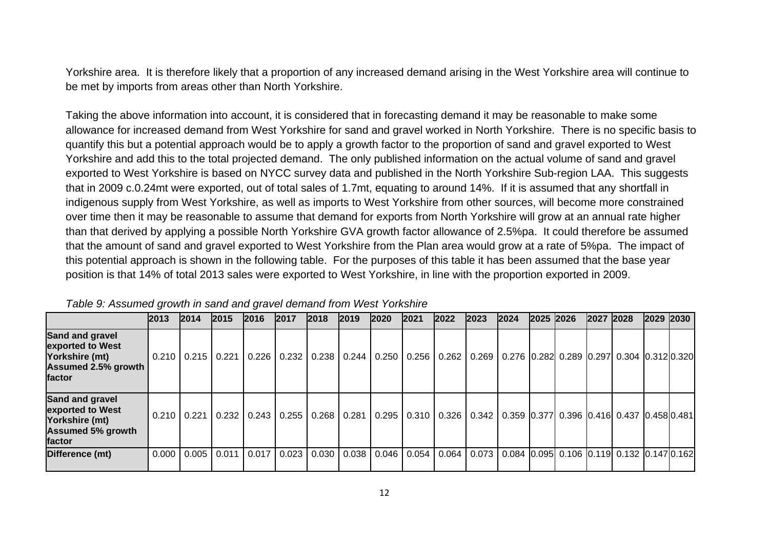Yorkshire area. It is therefore likely that a proportion of any increased demand arising in the West Yorkshire area will continue to be met by imports from areas other than North Yorkshire.

Taking the above information into account, it is considered that in forecasting demand it may be reasonable to make some allowance for increased demand from West Yorkshire for sand and gravel worked in North Yorkshire. There is no specific basis to quantify this but a potential approach would be to apply a growth factor to the proportion of sand and gravel exported to West Yorkshire and add this to the total projected demand. The only published information on the actual volume of sand and gravel exported to West Yorkshire is based on NYCC survey data and published in the North Yorkshire Sub-region LAA. This suggests that in 2009 c.0.24mt were exported, out of total sales of 1.7mt, equating to around 14%. If it is assumed that any shortfall in indigenous supply from West Yorkshire, as well as imports to West Yorkshire from other sources, will become more constrained over time then it may be reasonable to assume that demand for exports from North Yorkshire will grow at an annual rate higher than that derived by applying a possible North Yorkshire GVA growth factor allowance of 2.5%pa. It could therefore be assumed that the amount of sand and gravel exported to West Yorkshire from the Plan area would grow at a rate of 5%pa. The impact of this potential approach is shown in the following table. For the purposes of this table it has been assumed that the base year position is that 14% of total 2013 sales were exported to West Yorkshire, in line with the proportion exported in 2009.

*Table 9: Assumed growth in sand and gravel demand from West Yorkshire*

| | 2013 | 2014 | 2015 | 2016 | 2017 | 2018 | 2019 | 2020 | 2021 | 2022 | 2023 | 2024 | 2025 | 2026 | 2027 | 2028 | 2029 | 2030 |
|---|---|---|---|---|---|---|---|---|---|---|---|---|---|---|---|---|---|---|
| **Sand and gravel exported to West Yorkshire (mt) Assumed 2.5% growth factor** | 0.210 | 0.215 | 0.221 | 0.226 | 0.232 | 0.238 | 0.244 | 0.250 | 0.256 | 0.262 | 0.269 | 0.276 | 0.282 | 0.289 | 0.297 | 0.304 | 0.312 | 0.320 |
| **Sand and gravel exported to West Yorkshire (mt) Assumed 5% growth factor** | 0.210 | 0.221 | 0.232 | 0.243 | 0.255 | 0.268 | 0.281 | 0.295 | 0.310 | 0.326 | 0.342 | 0.359 | 0.377 | 0.396 | 0.416 | 0.437 | 0.458 | 0.481 |
| **Difference (mt)** | 0.000 | 0.005 | 0.011 | 0.017 | 0.023 | 0.030 | 0.038 | 0.046 | 0.054 | 0.064 | 0.073 | 0.084 | 0.095 | 0.106 | 0.119 | 0.132 | 0.147 | 0.162 |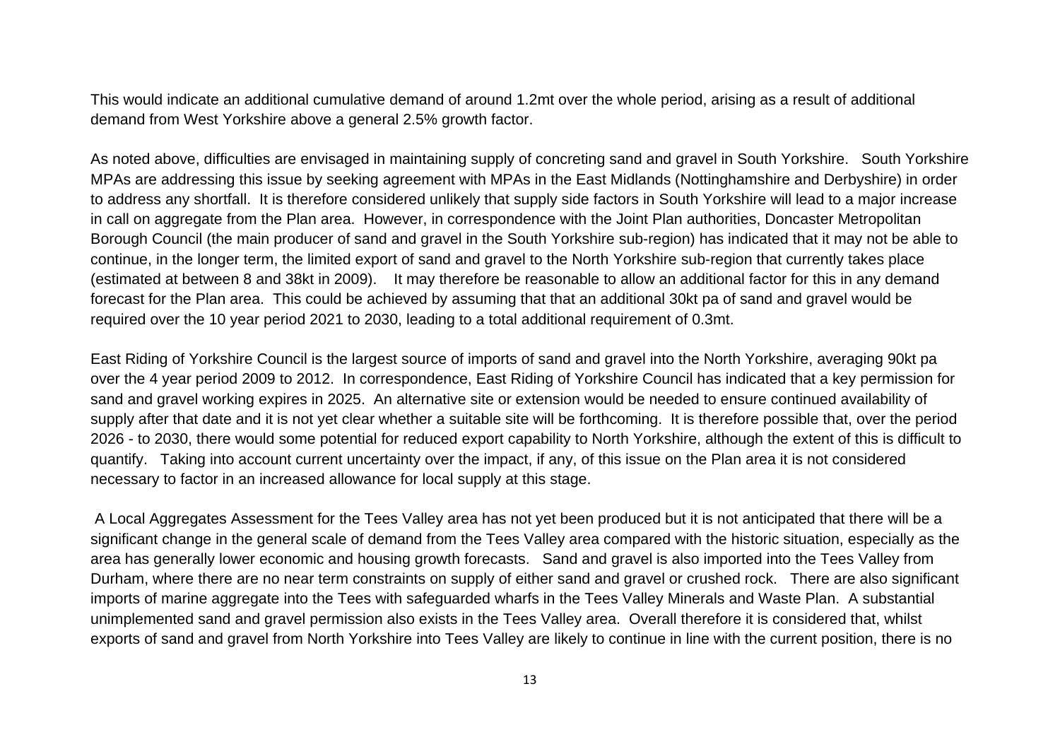This would indicate an additional cumulative demand of around 1.2mt over the whole period, arising as a result of additional demand from West Yorkshire above a general 2.5% growth factor.

As noted above, difficulties are envisaged in maintaining supply of concreting sand and gravel in South Yorkshire. South Yorkshire MPAs are addressing this issue by seeking agreement with MPAs in the East Midlands (Nottinghamshire and Derbyshire) in order to address any shortfall. It is therefore considered unlikely that supply side factors in South Yorkshire will lead to a major increase in call on aggregate from the Plan area. However, in correspondence with the Joint Plan authorities, Doncaster Metropolitan Borough Council (the main producer of sand and gravel in the South Yorkshire sub-region) has indicated that it may not be able to continue, in the longer term, the limited export of sand and gravel to the North Yorkshire sub-region that currently takes place (estimated at between 8 and 38kt in 2009). It may therefore be reasonable to allow an additional factor for this in any demand forecast for the Plan area. This could be achieved by assuming that that an additional 30kt pa of sand and gravel would be required over the 10 year period 2021 to 2030, leading to a total additional requirement of 0.3mt.

East Riding of Yorkshire Council is the largest source of imports of sand and gravel into the North Yorkshire, averaging 90kt pa over the 4 year period 2009 to 2012. In correspondence, East Riding of Yorkshire Council has indicated that a key permission for sand and gravel working expires in 2025. An alternative site or extension would be needed to ensure continued availability of supply after that date and it is not yet clear whether a suitable site will be forthcoming. It is therefore possible that, over the period 2026 - to 2030, there would some potential for reduced export capability to North Yorkshire, although the extent of this is difficult to quantify. Taking into account current uncertainty over the impact, if any, of this issue on the Plan area it is not considered necessary to factor in an increased allowance for local supply at this stage.

A Local Aggregates Assessment for the Tees Valley area has not yet been produced but it is not anticipated that there will be a significant change in the general scale of demand from the Tees Valley area compared with the historic situation, especially as the area has generally lower economic and housing growth forecasts. Sand and gravel is also imported into the Tees Valley from Durham, where there are no near term constraints on supply of either sand and gravel or crushed rock. There are also significant imports of marine aggregate into the Tees with safeguarded wharfs in the Tees Valley Minerals and Waste Plan. A substantial unimplemented sand and gravel permission also exists in the Tees Valley area. Overall therefore it is considered that, whilst exports of sand and gravel from North Yorkshire into Tees Valley are likely to continue in line with the current position, there is no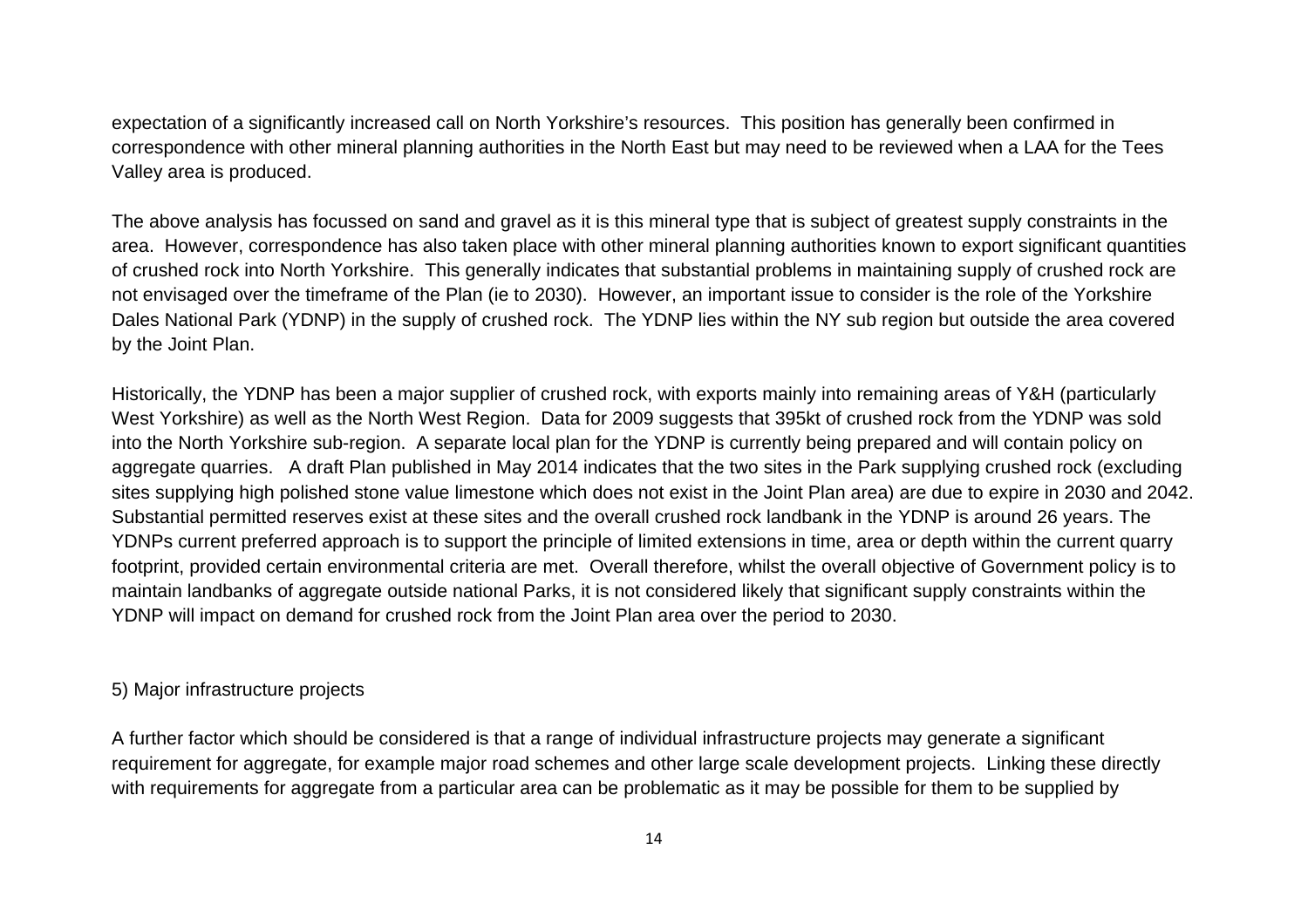expectation of a significantly increased call on North Yorkshire's resources. This position has generally been confirmed in correspondence with other mineral planning authorities in the North East but may need to be reviewed when a LAA for the Tees Valley area is produced.

The above analysis has focussed on sand and gravel as it is this mineral type that is subject of greatest supply constraints in the area. However, correspondence has also taken place with other mineral planning authorities known to export significant quantities of crushed rock into North Yorkshire. This generally indicates that substantial problems in maintaining supply of crushed rock are not envisaged over the timeframe of the Plan (ie to 2030). However, an important issue to consider is the role of the Yorkshire Dales National Park (YDNP) in the supply of crushed rock. The YDNP lies within the NY sub region but outside the area covered by the Joint Plan.

Historically, the YDNP has been a major supplier of crushed rock, with exports mainly into remaining areas of Y&H (particularly West Yorkshire) as well as the North West Region. Data for 2009 suggests that 395kt of crushed rock from the YDNP was sold into the North Yorkshire sub-region. A separate local plan for the YDNP is currently being prepared and will contain policy on aggregate quarries. A draft Plan published in May 2014 indicates that the two sites in the Park supplying crushed rock (excluding sites supplying high polished stone value limestone which does not exist in the Joint Plan area) are due to expire in 2030 and 2042. Substantial permitted reserves exist at these sites and the overall crushed rock landbank in the YDNP is around 26 years. The YDNPs current preferred approach is to support the principle of limited extensions in time, area or depth within the current quarry footprint, provided certain environmental criteria are met. Overall therefore, whilst the overall objective of Government policy is to maintain landbanks of aggregate outside national Parks, it is not considered likely that significant supply constraints within the YDNP will impact on demand for crushed rock from the Joint Plan area over the period to 2030.

5) Major infrastructure projects

A further factor which should be considered is that a range of individual infrastructure projects may generate a significant requirement for aggregate, for example major road schemes and other large scale development projects. Linking these directly with requirements for aggregate from a particular area can be problematic as it may be possible for them to be supplied by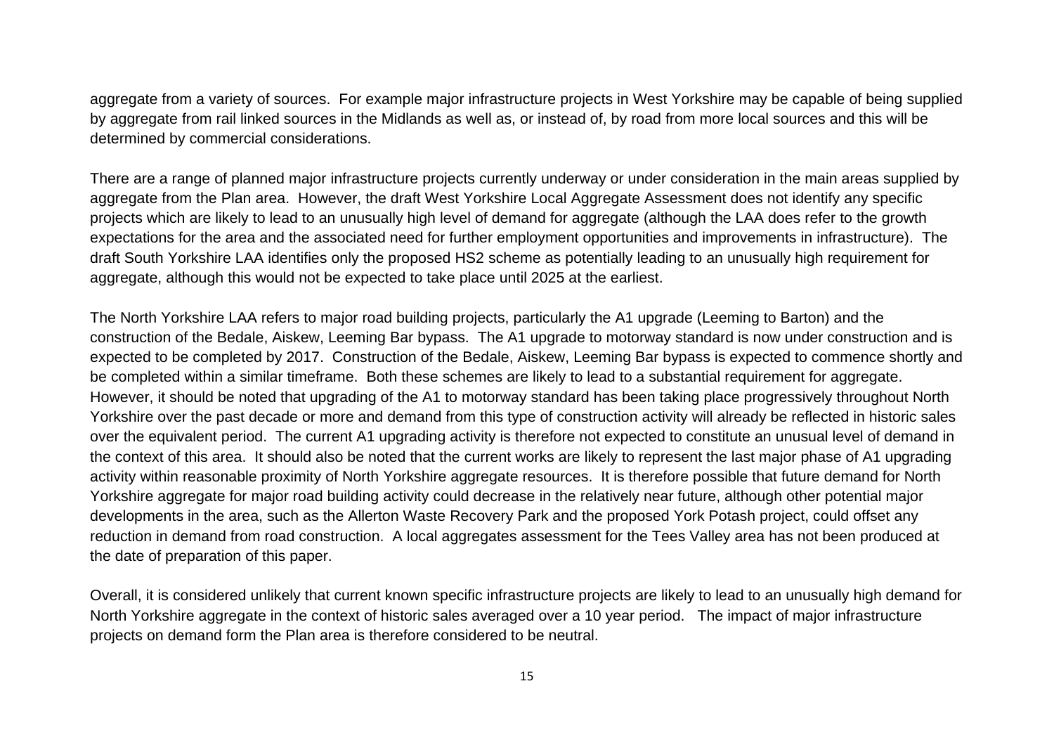aggregate from a variety of sources. For example major infrastructure projects in West Yorkshire may be capable of being supplied by aggregate from rail linked sources in the Midlands as well as, or instead of, by road from more local sources and this will be determined by commercial considerations.

There are a range of planned major infrastructure projects currently underway or under consideration in the main areas supplied by aggregate from the Plan area. However, the draft West Yorkshire Local Aggregate Assessment does not identify any specific projects which are likely to lead to an unusually high level of demand for aggregate (although the LAA does refer to the growth expectations for the area and the associated need for further employment opportunities and improvements in infrastructure). The draft South Yorkshire LAA identifies only the proposed HS2 scheme as potentially leading to an unusually high requirement for aggregate, although this would not be expected to take place until 2025 at the earliest.

The North Yorkshire LAA refers to major road building projects, particularly the A1 upgrade (Leeming to Barton) and the construction of the Bedale, Aiskew, Leeming Bar bypass. The A1 upgrade to motorway standard is now under construction and is expected to be completed by 2017. Construction of the Bedale, Aiskew, Leeming Bar bypass is expected to commence shortly and be completed within a similar timeframe. Both these schemes are likely to lead to a substantial requirement for aggregate. However, it should be noted that upgrading of the A1 to motorway standard has been taking place progressively throughout North Yorkshire over the past decade or more and demand from this type of construction activity will already be reflected in historic sales over the equivalent period. The current A1 upgrading activity is therefore not expected to constitute an unusual level of demand in the context of this area. It should also be noted that the current works are likely to represent the last major phase of A1 upgrading activity within reasonable proximity of North Yorkshire aggregate resources. It is therefore possible that future demand for North Yorkshire aggregate for major road building activity could decrease in the relatively near future, although other potential major developments in the area, such as the Allerton Waste Recovery Park and the proposed York Potash project, could offset any reduction in demand from road construction. A local aggregates assessment for the Tees Valley area has not been produced at the date of preparation of this paper.

Overall, it is considered unlikely that current known specific infrastructure projects are likely to lead to an unusually high demand for North Yorkshire aggregate in the context of historic sales averaged over a 10 year period. The impact of major infrastructure projects on demand form the Plan area is therefore considered to be neutral.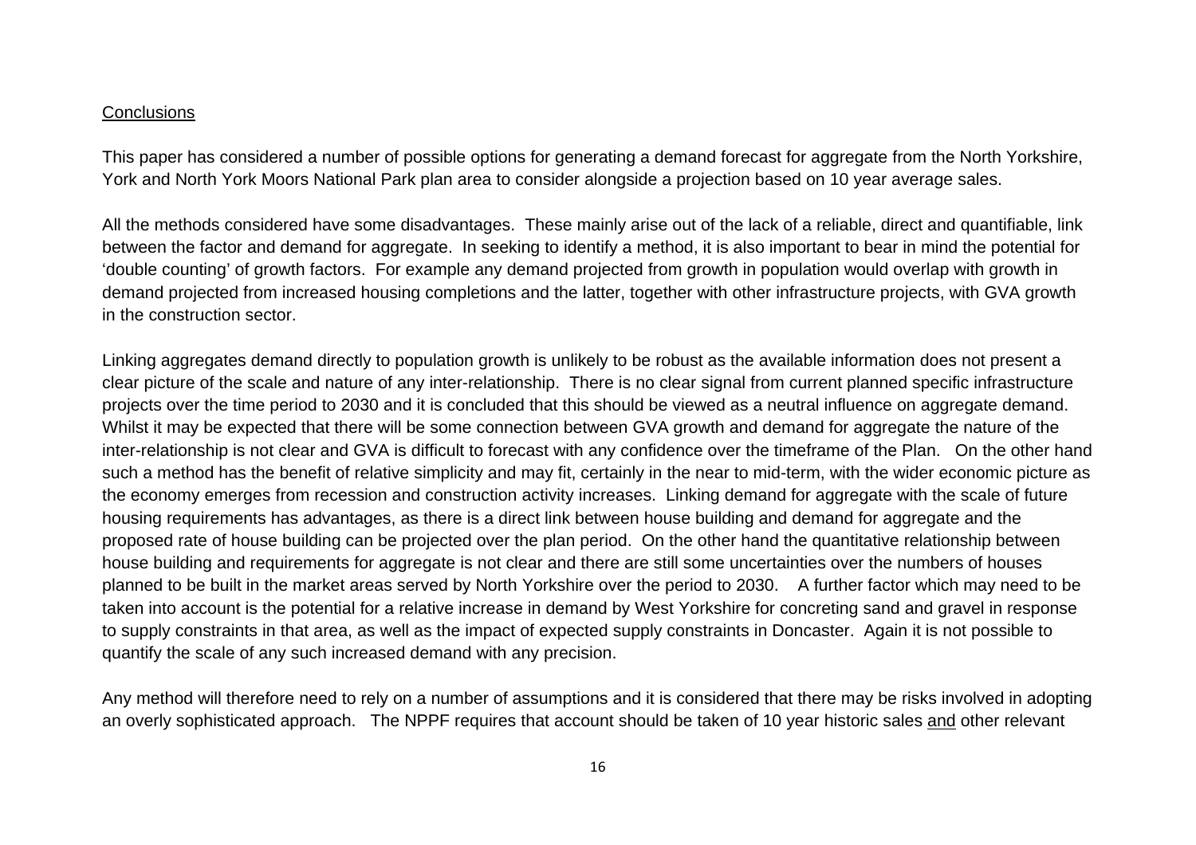Conclusions

This paper has considered a number of possible options for generating a demand forecast for aggregate from the North Yorkshire, York and North York Moors National Park plan area to consider alongside a projection based on 10 year average sales.

All the methods considered have some disadvantages. These mainly arise out of the lack of a reliable, direct and quantifiable, link between the factor and demand for aggregate. In seeking to identify a method, it is also important to bear in mind the potential for 'double counting' of growth factors. For example any demand projected from growth in population would overlap with growth in demand projected from increased housing completions and the latter, together with other infrastructure projects, with GVA growth in the construction sector.

Linking aggregates demand directly to population growth is unlikely to be robust as the available information does not present a clear picture of the scale and nature of any inter-relationship. There is no clear signal from current planned specific infrastructure projects over the time period to 2030 and it is concluded that this should be viewed as a neutral influence on aggregate demand. Whilst it may be expected that there will be some connection between GVA growth and demand for aggregate the nature of the inter-relationship is not clear and GVA is difficult to forecast with any confidence over the timeframe of the Plan. On the other hand such a method has the benefit of relative simplicity and may fit, certainly in the near to mid-term, with the wider economic picture as the economy emerges from recession and construction activity increases. Linking demand for aggregate with the scale of future housing requirements has advantages, as there is a direct link between house building and demand for aggregate and the proposed rate of house building can be projected over the plan period. On the other hand the quantitative relationship between house building and requirements for aggregate is not clear and there are still some uncertainties over the numbers of houses planned to be built in the market areas served by North Yorkshire over the period to 2030. A further factor which may need to be taken into account is the potential for a relative increase in demand by West Yorkshire for concreting sand and gravel in response to supply constraints in that area, as well as the impact of expected supply constraints in Doncaster. Again it is not possible to quantify the scale of any such increased demand with any precision.

Any method will therefore need to rely on a number of assumptions and it is considered that there may be risks involved in adopting an overly sophisticated approach. The NPPF requires that account should be taken of 10 year historic sales and other relevant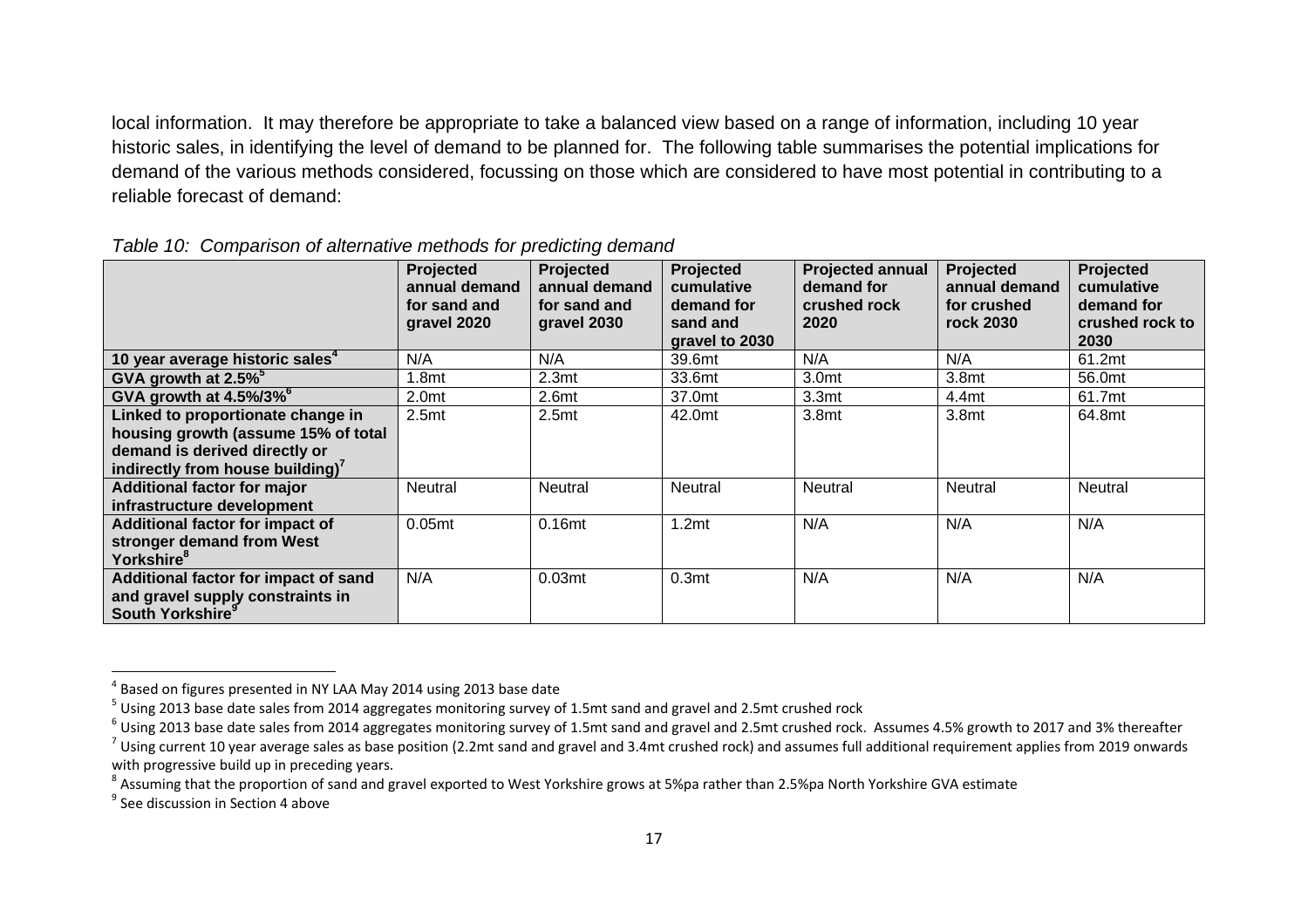local information. It may therefore be appropriate to take a balanced view based on a range of information, including 10 year historic sales, in identifying the level of demand to be planned for. The following table summarises the potential implications for demand of the various methods considered, focussing on those which are considered to have most potential in contributing to a reliable forecast of demand:

*Table 10: Comparison of alternative methods for predicting demand*

| | Projected annual demand for sand and gravel 2020 | Projected annual demand for sand and gravel 2030 | Projected cumulative demand for sand and gravel to 2030 | Projected annual demand for crushed rock 2020 | Projected annual demand for crushed rock 2030 | Projected cumulative demand for crushed rock to 2030 |
|---|---|---|---|---|---|---|
| **10 year average historic sales[4]** | N/A | N/A | 39.6mt | N/A | N/A | 61.2mt |
| **GVA growth at 2.5%[5]** | 1.8mt | 2.3mt | 33.6mt | 3.0mt | 3.8mt | 56.0mt |
| **GVA growth at 4.5%/3%[6]** | 2.0mt | 2.6mt | 37.0mt | 3.3mt | 4.4mt | 61.7mt |
| **Linked to proportionate change in housing growth (assume 15% of total demand is derived directly or indirectly from house building)[7]** | 2.5mt | 2.5mt | 42.0mt | 3.8mt | 3.8mt | 64.8mt |
| **Additional factor for major infrastructure development** | Neutral | Neutral | Neutral | Neutral | Neutral | Neutral |
| **Additional factor for impact of stronger demand from West Yorkshire[8]** | 0.05mt | 0.16mt | 1.2mt | N/A | N/A | N/A |
| **Additional factor for impact of sand and gravel supply constraints in South Yorkshire[9]** | N/A | 0.03mt | 0.3mt | N/A | N/A | N/A |

---

[4] Based on figures presented in NY LAA May 2014 using 2013 base date

[5] Using 2013 base date sales from 2014 aggregates monitoring survey of 1.5mt sand and gravel and 2.5mt crushed rock

[6] Using 2013 base date sales from 2014 aggregates monitoring survey of 1.5mt sand and gravel and 2.5mt crushed rock. Assumes 4.5% growth to 2017 and 3% thereafter

[7] Using current 10 year average sales as base position (2.2mt sand and gravel and 3.4mt crushed rock) and assumes full additional requirement applies from 2019 onwards with progressive build up in preceding years.

[8] Assuming that the proportion of sand and gravel exported to West Yorkshire grows at 5%pa rather than 2.5%pa North Yorkshire GVA estimate

[9] See discussion in Section 4 above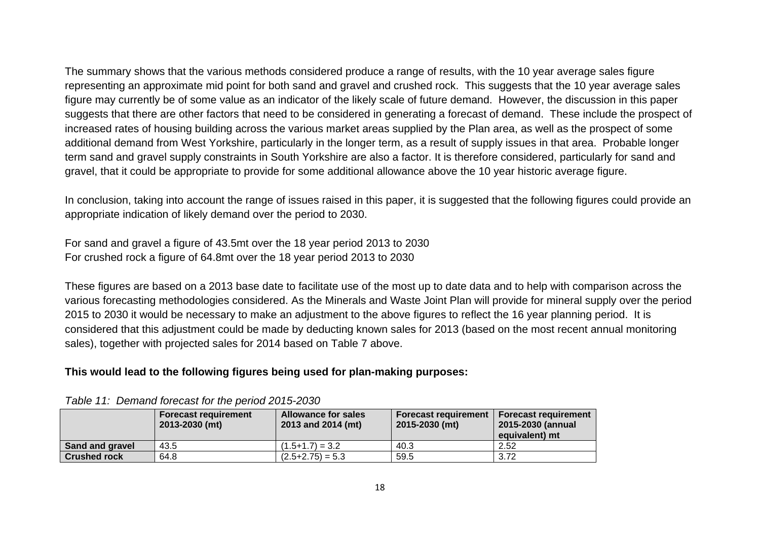The summary shows that the various methods considered produce a range of results, with the 10 year average sales figure representing an approximate mid point for both sand and gravel and crushed rock. This suggests that the 10 year average sales figure may currently be of some value as an indicator of the likely scale of future demand. However, the discussion in this paper suggests that there are other factors that need to be considered in generating a forecast of demand. These include the prospect of increased rates of housing building across the various market areas supplied by the Plan area, as well as the prospect of some additional demand from West Yorkshire, particularly in the longer term, as a result of supply issues in that area. Probable longer term sand and gravel supply constraints in South Yorkshire are also a factor. It is therefore considered, particularly for sand and gravel, that it could be appropriate to provide for some additional allowance above the 10 year historic average figure.

In conclusion, taking into account the range of issues raised in this paper, it is suggested that the following figures could provide an appropriate indication of likely demand over the period to 2030.

For sand and gravel a figure of 43.5mt over the 18 year period 2013 to 2030
For crushed rock a figure of 64.8mt over the 18 year period 2013 to 2030

These figures are based on a 2013 base date to facilitate use of the most up to date data and to help with comparison across the various forecasting methodologies considered. As the Minerals and Waste Joint Plan will provide for mineral supply over the period 2015 to 2030 it would be necessary to make an adjustment to the above figures to reflect the 16 year planning period. It is considered that this adjustment could be made by deducting known sales for 2013 (based on the most recent annual monitoring sales), together with projected sales for 2014 based on Table 7 above.

**This would lead to the following figures being used for plan-making purposes:**

*Table 11: Demand forecast for the period 2015-2030*

| | Forecast requirement 2013-2030 (mt) | Allowance for sales 2013 and 2014 (mt) | Forecast requirement 2015-2030 (mt) | Forecast requirement 2015-2030 (annual equivalent) mt |
|---|---|---|---|---|
| **Sand and gravel** | 43.5 | (1.5+1.7) = 3.2 | 40.3 | 2.52 |
| **Crushed rock** | 64.8 | (2.5+2.75) = 5.3 | 59.5 | 3.72 |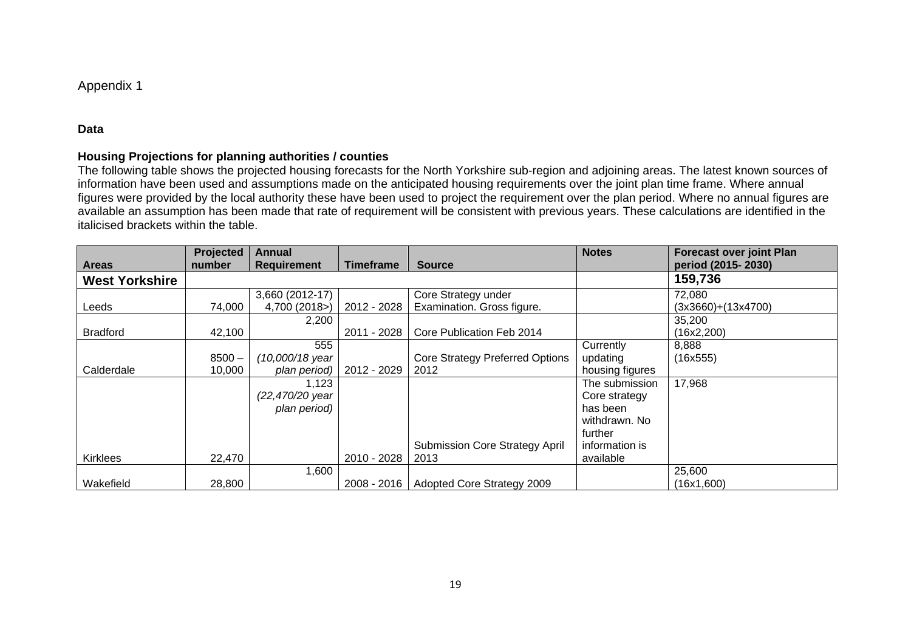Appendix 1

**Data**

**Housing Projections for planning authorities / counties**

The following table shows the projected housing forecasts for the North Yorkshire sub-region and adjoining areas. The latest known sources of information have been used and assumptions made on the anticipated housing requirements over the joint plan time frame. Where annual figures were provided by the local authority these have been used to project the requirement over the plan period. Where no annual figures are available an assumption has been made that rate of requirement will be consistent with previous years. These calculations are identified in the italicised brackets within the table.

| Areas | Projected number | Annual Requirement | Timeframe | Source | Notes | Forecast over joint Plan period (2015- 2030) |
|---|---|---|---|---|---|---|
| **West Yorkshire** | | | | | | **159,736** |
| Leeds | 74,000 | 3,660 (2012-17) 4,700 (2018>) | 2012 - 2028 | Core Strategy under Examination. Gross figure. | | 72,080 (3x3660)+(13x4700) |
| Bradford | 42,100 | 2,200 | 2011 - 2028 | Core Publication Feb 2014 | | 35,200 (16x2,200) |
| Calderdale | 8500 – 10,000 | 555 *(10,000/18 year plan period)* | 2012 - 2029 | Core Strategy Preferred Options 2012 | Currently updating housing figures | 8,888 (16x555) |
| Kirklees | 22,470 | 1,123 *(22,470/20 year plan period)* | 2010 - 2028 | Submission Core Strategy April 2013 | The submission Core strategy has been withdrawn. No further information is available | 17,968 |
| Wakefield | 28,800 | 1,600 | 2008 - 2016 | Adopted Core Strategy 2009 | | 25,600 (16x1,600) |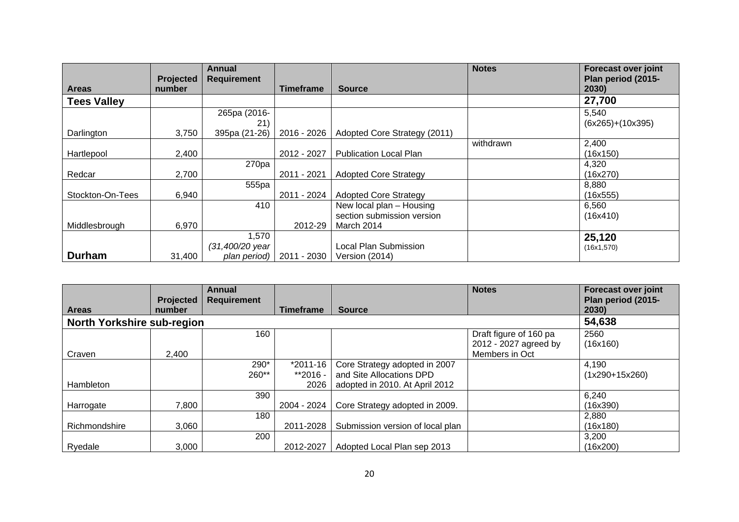| Areas | Projected number | Annual Requirement | Timeframe | Source | Notes | Forecast over joint Plan period (2015-2030) |
|---|---|---|---|---|---|---|
| **Tees Valley** | | | | | | **27,700** |
| Darlington | 3,750 | 265pa (2016-21) 395pa (21-26) | 2016 - 2026 | Adopted Core Strategy (2011) | | 5,540 (6x265)+(10x395) |
| Hartlepool | 2,400 | | 2012 - 2027 | Publication Local Plan | withdrawn | 2,400 (16x150) |
| Redcar | 2,700 | 270pa | 2011 - 2021 | Adopted Core Strategy | | 4,320 (16x270) |
| Stockton-On-Tees | 6,940 | 555pa | 2011 - 2024 | Adopted Core Strategy | | 8,880 (16x555) |
| Middlesbrough | 6,970 | 410 | 2012-29 | New local plan – Housing section submission version March 2014 | | 6,560 (16x410) |
| **Durham** | 31,400 | 1,570 *(31,400/20 year plan period)* | 2011 - 2030 | Local Plan Submission Version (2014) | | **25,120** (16x1,570) |

| Areas | Projected number | Annual Requirement | Timeframe | Source | Notes | Forecast over joint Plan period (2015-2030) |
|---|---|---|---|---|---|---|
| **North Yorkshire sub-region** | | | | | | **54,638** |
| Craven | 2,400 | 160 | | | Draft figure of 160 pa 2012 - 2027 agreed by Members in Oct | 2560 (16x160) |
| Hambleton | | 290* 260** | *2011-16 **2016 - 2026 | Core Strategy adopted in 2007 and Site Allocations DPD adopted in 2010. At April 2012 | | 4,190 (1x290+15x260) |
| Harrogate | 7,800 | 390 | 2004 - 2024 | Core Strategy adopted in 2009. | | 6,240 (16x390) |
| Richmondshire | 3,060 | 180 | 2011-2028 | Submission version of local plan | | 2,880 (16x180) |
| Ryedale | 3,000 | 200 | 2012-2027 | Adopted Local Plan sep 2013 | | 3,200 (16x200) |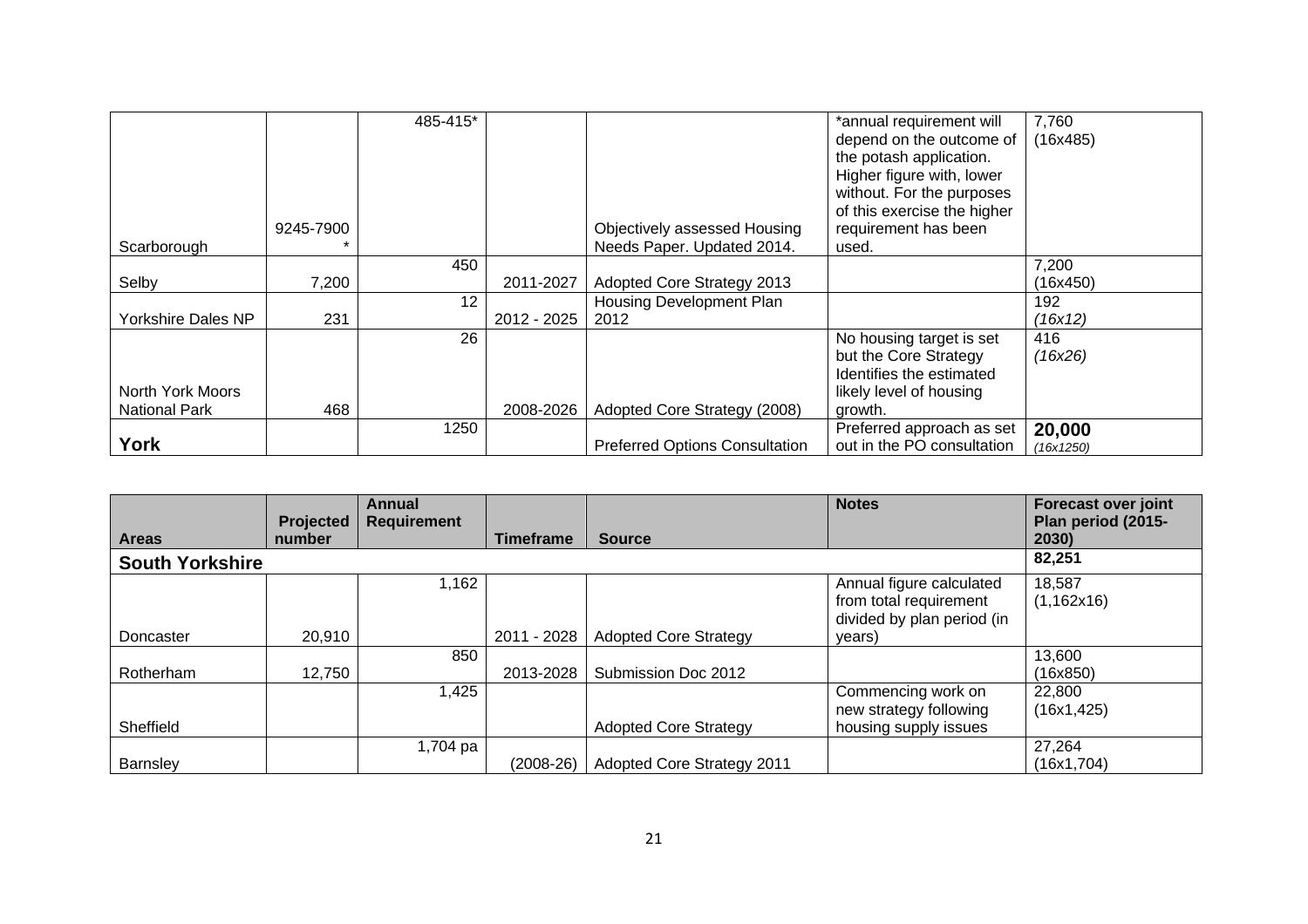| | | | | | | |
|---|---|---|---|---|---|---|
| Scarborough | 9245-7900 * | 485-415* | | Objectively assessed Housing Needs Paper. Updated 2014. | *annual requirement will depend on the outcome of the potash application. Higher figure with, lower without. For the purposes of this exercise the higher requirement has been used. | 7,760 (16x485) |
| Selby | 7,200 | 450 | 2011-2027 | Adopted Core Strategy 2013 | | 7,200 (16x450) |
| Yorkshire Dales NP | 231 | 12 | 2012 - 2025 | Housing Development Plan 2012 | | 192 *(16x12)* |
| North York Moors National Park | 468 | 26 | 2008-2026 | Adopted Core Strategy (2008) | No housing target is set but the Core Strategy Identifies the estimated likely level of housing growth. | 416 *(16x26)* |
| **York** | | 1250 | | Preferred Options Consultation | Preferred approach as set out in the PO consultation | **20,000** *(16x1250)* |

| Areas | Projected number | Annual Requirement | Timeframe | Source | Notes | Forecast over joint Plan period (2015-2030) |
|---|---|---|---|---|---|---|
| **South Yorkshire** | | | | | | **82,251** |
| Doncaster | 20,910 | 1,162 | 2011 - 2028 | Adopted Core Strategy | Annual figure calculated from total requirement divided by plan period (in years) | 18,587 (1,162x16) |
| Rotherham | 12,750 | 850 | 2013-2028 | Submission Doc 2012 | | 13,600 (16x850) |
| Sheffield | | 1,425 | | Adopted Core Strategy | Commencing work on new strategy following housing supply issues | 22,800 (16x1,425) |
| Barnsley | | 1,704 pa | (2008-26) | Adopted Core Strategy 2011 | | 27,264 (16x1,704) |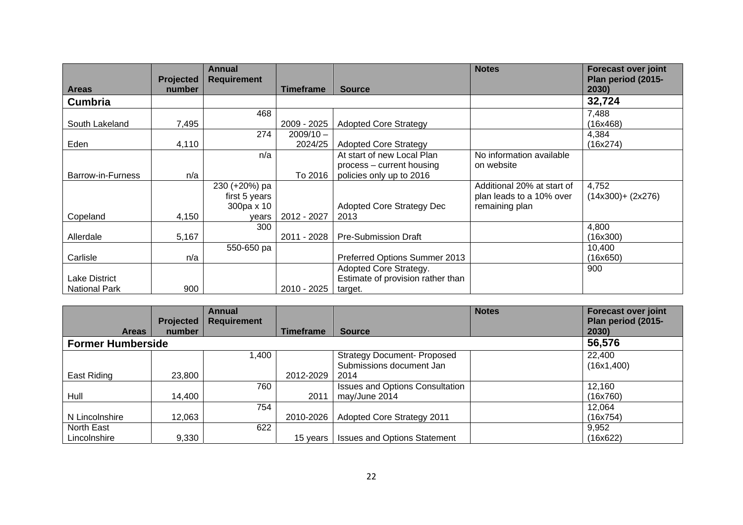| Areas | Projected number | Annual Requirement | Timeframe | Source | Notes | Forecast over joint Plan period (2015-2030) |
|---|---|---|---|---|---|---|
| **Cumbria** | | | | | | **32,724** |
| South Lakeland | 7,495 | 468 | 2009 - 2025 | Adopted Core Strategy | | 7,488 (16x468) |
| Eden | 4,110 | 274 | 2009/10 – 2024/25 | Adopted Core Strategy | | 4,384 (16x274) |
| Barrow-in-Furness | n/a | n/a | To 2016 | At start of new Local Plan process – current housing policies only up to 2016 | No information available on website | |
| Copeland | 4,150 | 230 (+20%) pa first 5 years 300pa x 10 years | 2012 - 2027 | Adopted Core Strategy Dec 2013 | Additional 20% at start of plan leads to a 10% over remaining plan | 4,752 (14x300)+ (2x276) |
| Allerdale | 5,167 | 300 | 2011 - 2028 | Pre-Submission Draft | | 4,800 (16x300) |
| Carlisle | n/a | 550-650 pa | | Preferred Options Summer 2013 | | 10,400 (16x650) |
| Lake District National Park | 900 | | 2010 - 2025 | Adopted Core Strategy. Estimate of provision rather than target. | | 900 |

| Areas | Projected number | Annual Requirement | Timeframe | Source | Notes | Forecast over joint Plan period (2015-2030) |
|---|---|---|---|---|---|---|
| **Former Humberside** | | | | | | **56,576** |
| East Riding | 23,800 | 1,400 | 2012-2029 | Strategy Document- Proposed Submissions document Jan 2014 | | 22,400 (16x1,400) |
| Hull | 14,400 | 760 | 2011 | Issues and Options Consultation may/June 2014 | | 12,160 (16x760) |
| N Lincolnshire | 12,063 | 754 | 2010-2026 | Adopted Core Strategy 2011 | | 12,064 (16x754) |
| North East Lincolnshire | 9,330 | 622 | 15 years | Issues and Options Statement | | 9,952 (16x622) |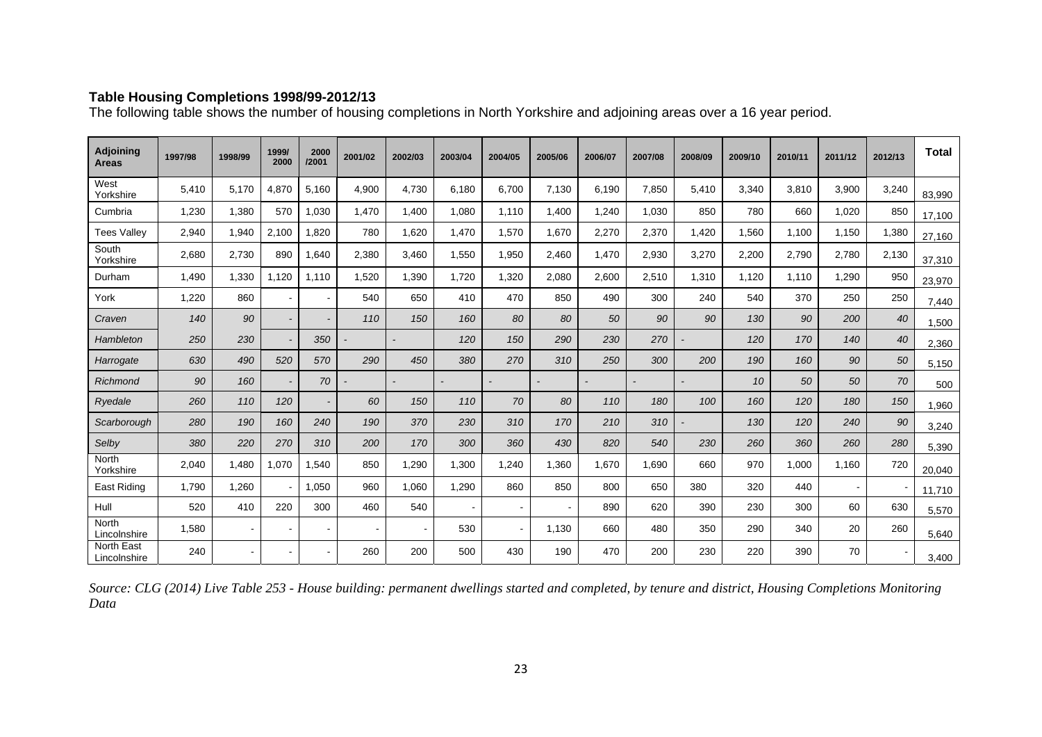**Table Housing Completions 1998/99-2012/13**

The following table shows the number of housing completions in North Yorkshire and adjoining areas over a 16 year period.

| Adjoining Areas | 1997/98 | 1998/99 | 1999/ 2000 | 2000 /2001 | 2001/02 | 2002/03 | 2003/04 | 2004/05 | 2005/06 | 2006/07 | 2007/08 | 2008/09 | 2009/10 | 2010/11 | 2011/12 | 2012/13 | Total |
|---|---|---|---|---|---|---|---|---|---|---|---|---|---|---|---|---|---|
| West Yorkshire | 5,410 | 5,170 | 4,870 | 5,160 | 4,900 | 4,730 | 6,180 | 6,700 | 7,130 | 6,190 | 7,850 | 5,410 | 3,340 | 3,810 | 3,900 | 3,240 | 83,990 |
| Cumbria | 1,230 | 1,380 | 570 | 1,030 | 1,470 | 1,400 | 1,080 | 1,110 | 1,400 | 1,240 | 1,030 | 850 | 780 | 660 | 1,020 | 850 | 17,100 |
| Tees Valley | 2,940 | 1,940 | 2,100 | 1,820 | 780 | 1,620 | 1,470 | 1,570 | 1,670 | 2,270 | 2,370 | 1,420 | 1,560 | 1,100 | 1,150 | 1,380 | 27,160 |
| South Yorkshire | 2,680 | 2,730 | 890 | 1,640 | 2,380 | 3,460 | 1,550 | 1,950 | 2,460 | 1,470 | 2,930 | 3,270 | 2,200 | 2,790 | 2,780 | 2,130 | 37,310 |
| Durham | 1,490 | 1,330 | 1,120 | 1,110 | 1,520 | 1,390 | 1,720 | 1,320 | 2,080 | 2,600 | 2,510 | 1,310 | 1,120 | 1,110 | 1,290 | 950 | 23,970 |
| York | 1,220 | 860 | - | - | 540 | 650 | 410 | 470 | 850 | 490 | 300 | 240 | 540 | 370 | 250 | 250 | 7,440 |
| *Craven* | *140* | *90* | - | - | *110* | *150* | *160* | *80* | *80* | *50* | *90* | *90* | *130* | *90* | *200* | *40* | 1,500 |
| *Hambleton* | *250* | *230* | - | *350* | - | - | *120* | *150* | *290* | *230* | *270* | - | *120* | *170* | *140* | *40* | 2,360 |
| *Harrogate* | *630* | *490* | *520* | *570* | *290* | *450* | *380* | *270* | *310* | *250* | *300* | *200* | *190* | *160* | *90* | *50* | 5,150 |
| *Richmond* | *90* | *160* | - | *70* | - | - | - | - | - | - | - | - | *10* | *50* | *50* | *70* | 500 |
| *Ryedale* | *260* | *110* | *120* | - | *60* | *150* | *110* | *70* | *80* | *110* | *180* | *100* | *160* | *120* | *180* | *150* | 1,960 |
| *Scarborough* | *280* | *190* | *160* | *240* | *190* | *370* | *230* | *310* | *170* | *210* | *310* | - | *130* | *120* | *240* | *90* | 3,240 |
| *Selby* | *380* | *220* | *270* | *310* | *200* | *170* | *300* | *360* | *430* | *820* | *540* | *230* | *260* | *360* | *260* | *280* | 5,390 |
| North Yorkshire | 2,040 | 1,480 | 1,070 | 1,540 | 850 | 1,290 | 1,300 | 1,240 | 1,360 | 1,670 | 1,690 | 660 | 970 | 1,000 | 1,160 | 720 | 20,040 |
| East Riding | 1,790 | 1,260 | - | 1,050 | 960 | 1,060 | 1,290 | 860 | 850 | 800 | 650 | 380 | 320 | 440 | - | - | 11,710 |
| Hull | 520 | 410 | 220 | 300 | 460 | 540 | - | - | - | 890 | 620 | 390 | 230 | 300 | 60 | 630 | 5,570 |
| North Lincolnshire | 1,580 | - | - | - | - | - | 530 | - | 1,130 | 660 | 480 | 350 | 290 | 340 | 20 | 260 | 5,640 |
| North East Lincolnshire | 240 | - | - | - | 260 | 200 | 500 | 430 | 190 | 470 | 200 | 230 | 220 | 390 | 70 | - | 3,400 |

*Source: CLG (2014) Live Table 253 - House building: permanent dwellings started and completed, by tenure and district, Housing Completions Monitoring Data*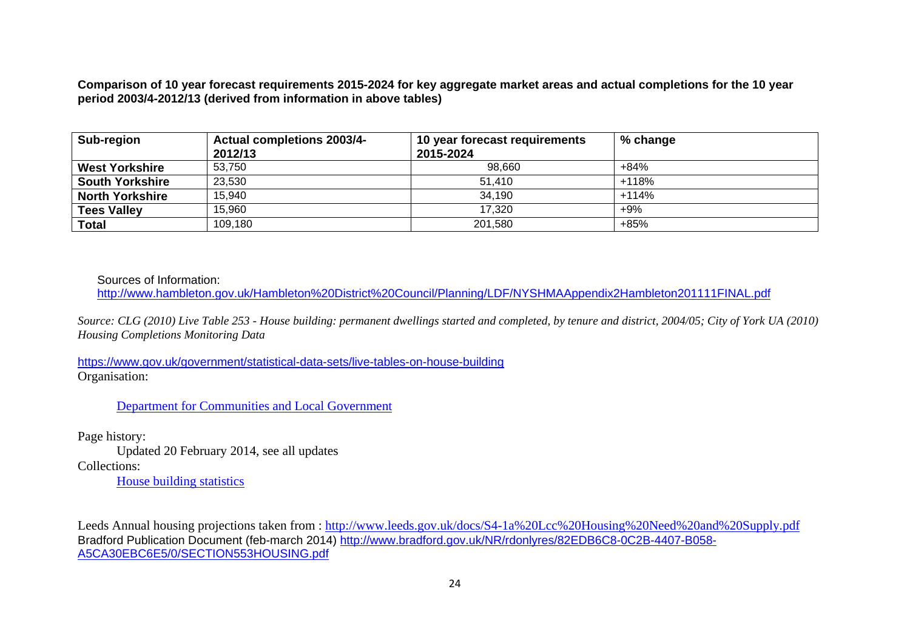**Comparison of 10 year forecast requirements 2015-2024 for key aggregate market areas and actual completions for the 10 year period 2003/4-2012/13 (derived from information in above tables)**

| Sub-region | Actual completions 2003/4-2012/13 | 10 year forecast requirements 2015-2024 | % change |
|---|---|---|---|
| **West Yorkshire** | 53,750 | 98,660 | +84% |
| **South Yorkshire** | 23,530 | 51,410 | +118% |
| **North Yorkshire** | 15,940 | 34,190 | +114% |
| **Tees Valley** | 15,960 | 17,320 | +9% |
| **Total** | 109,180 | 201,580 | +85% |

Sources of Information:
http://www.hambleton.gov.uk/Hambleton%20District%20Council/Planning/LDF/NYSHMAAppendix2Hambleton201111FINAL.pdf

*Source: CLG (2010) Live Table 253 - House building: permanent dwellings started and completed, by tenure and district, 2004/05; City of York UA (2010) Housing Completions Monitoring Data*

https://www.gov.uk/government/statistical-data-sets/live-tables-on-house-building
Organisation:

Department for Communities and Local Government

Page history:

Updated 20 February 2014, see all updates

Collections:

House building statistics

Leeds Annual housing projections taken from : http://www.leeds.gov.uk/docs/S4-1a%20Lcc%20Housing%20Need%20and%20Supply.pdf
Bradford Publication Document (feb-march 2014) http://www.bradford.gov.uk/NR/rdonlyres/82EDB6C8-0C2B-4407-B058-A5CA30EBC6E5/0/SECTION553HOUSING.pdf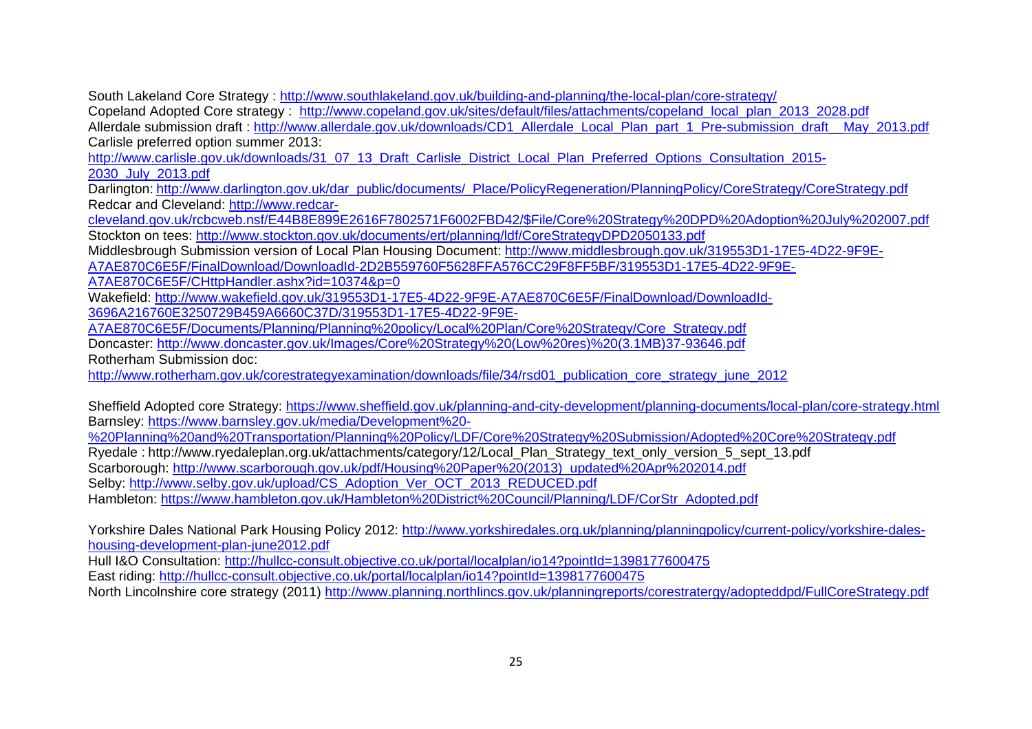South Lakeland Core Strategy : http://www.southlakeland.gov.uk/building-and-planning/the-local-plan/core-strategy/

Copeland Adopted Core strategy : http://www.copeland.gov.uk/sites/default/files/attachments/copeland_local_plan_2013_2028.pdf

Allerdale submission draft : http://www.allerdale.gov.uk/downloads/CD1_Allerdale_Local_Plan_part_1_Pre-submission_draft__May_2013.pdf

Carlisle preferred option summer 2013: http://www.carlisle.gov.uk/downloads/31_07_13_Draft_Carlisle_District_Local_Plan_Preferred_Options_Consultation_2015-2030_July_2013.pdf

Darlington: http://www.darlington.gov.uk/dar_public/documents/_Place/PolicyRegeneration/PlanningPolicy/CoreStrategy/CoreStrategy.pdf

Redcar and Cleveland: http://www.redcar-cleveland.gov.uk/rcbcweb.nsf/E44B8E899E2616F7802571F6002FBD42/$File/Core%20Strategy%20DPD%20Adoption%20July%202007.pdf

Stockton on tees: http://www.stockton.gov.uk/documents/ert/planning/ldf/CoreStrategyDPD2050133.pdf

Middlesbrough Submission version of Local Plan Housing Document: http://www.middlesbrough.gov.uk/319553D1-17E5-4D22-9F9E-A7AE870C6E5F/FinalDownload/DownloadId-2D2B559760F5628FFA576CC29F8FF5BF/319553D1-17E5-4D22-9F9E-A7AE870C6E5F/CHttpHandler.ashx?id=10374&p=0

Wakefield: http://www.wakefield.gov.uk/319553D1-17E5-4D22-9F9E-A7AE870C6E5F/FinalDownload/DownloadId-3696A216760E3250729B459A6660C37D/319553D1-17E5-4D22-9F9E-A7AE870C6E5F/Documents/Planning/Planning%20policy/Local%20Plan/Core%20Strategy/Core_Strategy.pdf

Doncaster: http://www.doncaster.gov.uk/Images/Core%20Strategy%20(Low%20res)%20(3.1MB)37-93646.pdf

Rotherham Submission doc: http://www.rotherham.gov.uk/corestrategyexamination/downloads/file/34/rsd01_publication_core_strategy_june_2012

Sheffield Adopted core Strategy: https://www.sheffield.gov.uk/planning-and-city-development/planning-documents/local-plan/core-strategy.html

Barnsley: https://www.barnsley.gov.uk/media/Development%20-%20Planning%20and%20Transportation/Planning%20Policy/LDF/Core%20Strategy%20Submission/Adopted%20Core%20Strategy.pdf

Ryedale : http://www.ryedaleplan.org.uk/attachments/category/12/Local_Plan_Strategy_text_only_version_5_sept_13.pdf

Scarborough: http://www.scarborough.gov.uk/pdf/Housing%20Paper%20(2013)_updated%20Apr%202014.pdf

Selby: http://www.selby.gov.uk/upload/CS_Adoption_Ver_OCT_2013_REDUCED.pdf

Hambleton: https://www.hambleton.gov.uk/Hambleton%20District%20Council/Planning/LDF/CorStr_Adopted.pdf

Yorkshire Dales National Park Housing Policy 2012: http://www.yorkshiredales.org.uk/planning/planningpolicy/current-policy/yorkshire-dales-housing-development-plan-june2012.pdf

Hull I&O Consultation: http://hullcc-consult.objective.co.uk/portal/localplan/io14?pointId=1398177600475

East riding: http://hullcc-consult.objective.co.uk/portal/localplan/io14?pointId=1398177600475

North Lincolnshire core strategy (2011) http://www.planning.northlincs.gov.uk/planningreports/corestratergy/adopteddpd/FullCoreStrategy.pdf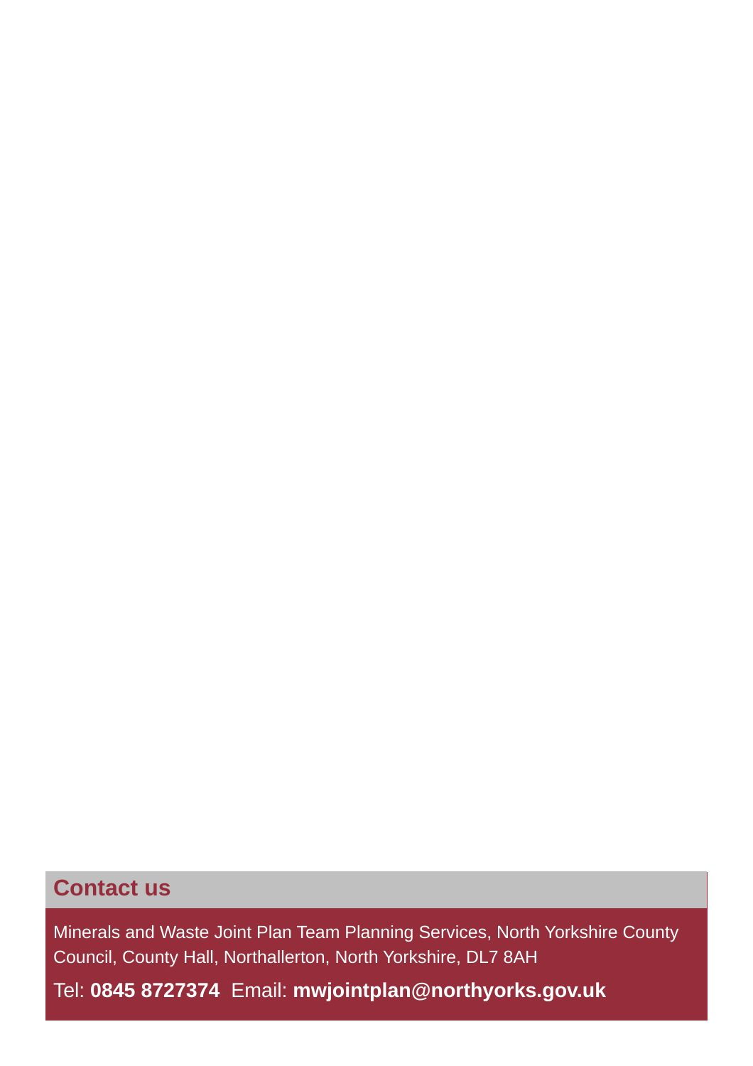## Contact us

Minerals and Waste Joint Plan Team Planning Services, North Yorkshire County Council, County Hall, Northallerton, North Yorkshire, DL7 8AH

Tel: **0845 8727374** Email: **mwjointplan@northyorks.gov.uk**